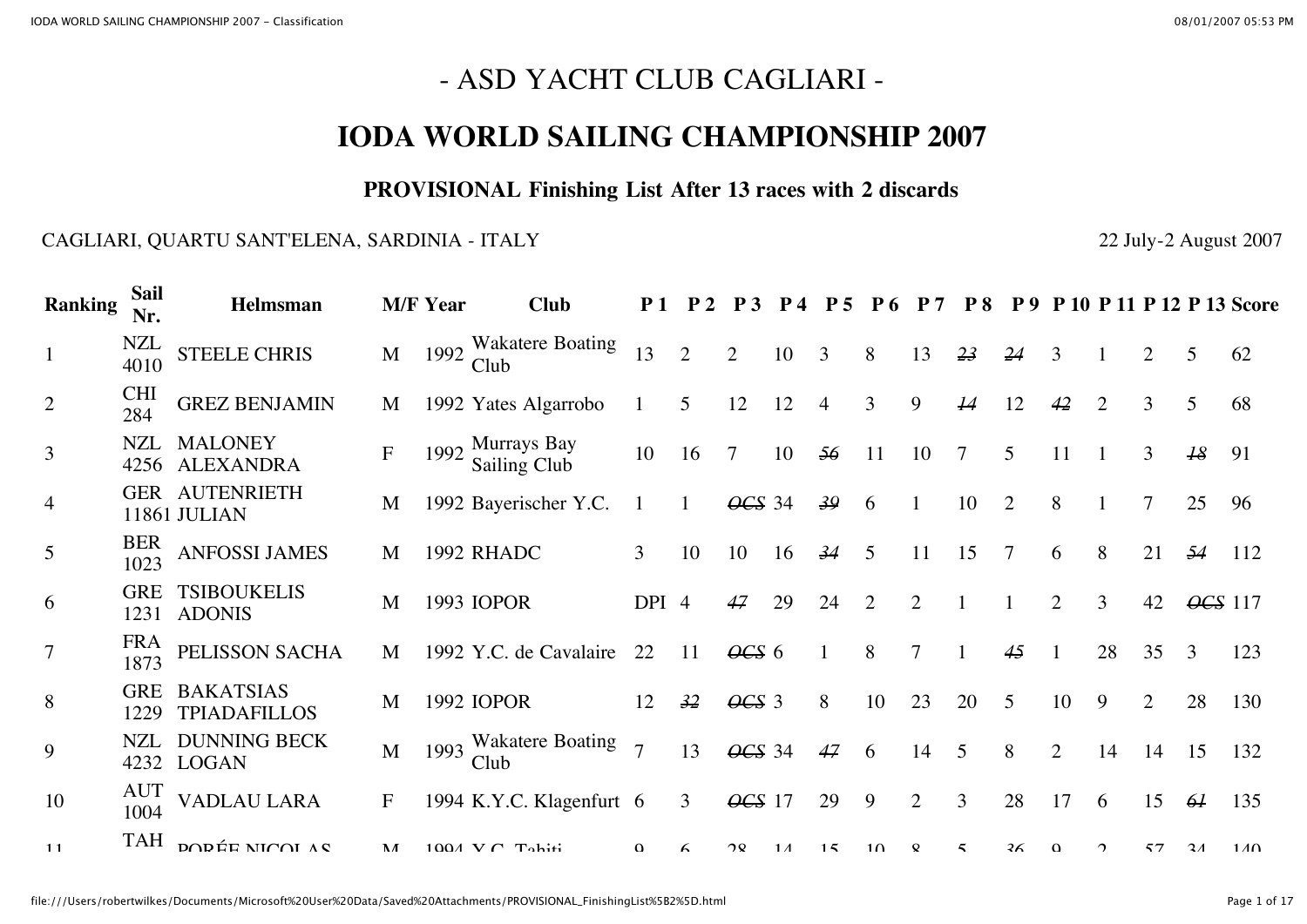# - ASD YACHT CLUB CAGLIARI -

# IODA WORLD SAILING CHAMPIONSHIP 2007

### PROVISIONAL Finishing List After 13 races with 2 discards

CAGLIARI, QUARTU SANT'ELENA, SARDINIA - ITALY

22 July-2 August 2007

| Ranking | Sail Nr. | Helmsman | M/F | Year | Club | P 1 | P 2 | P 3 | P 4 | P 5 | P 6 | P 7 | P 8 | P 9 | P 10 | P 11 | P 12 | P 13 | Score |
|---|---|---|---|---|---|---|---|---|---|---|---|---|---|---|---|---|---|---|---|
| 1 | NZL 4010 | STEELE CHRIS | M | 1992 | Wakatere Boating Club | 13 | 2 | 2 | 10 | 3 | 8 | 13 | ~~23~~ | ~~24~~ | 3 | 1 | 2 | 5 | 62 |
| 2 | CHI 284 | GREZ BENJAMIN | M | 1992 | Yates Algarrobo | 1 | 5 | 12 | 12 | 4 | 3 | 9 | ~~14~~ | 12 | ~~42~~ | 2 | 3 | 5 | 68 |
| 3 | NZL 4256 | MALONEY ALEXANDRA | F | 1992 | Murrays Bay Sailing Club | 10 | 16 | 7 | 10 | ~~56~~ | 11 | 10 | 7 | 5 | 11 | 1 | 3 | ~~18~~ | 91 |
| 4 | GER 11861 | AUTENRIETH JULIAN | M | 1992 | Bayerischer Y.C. | 1 | 1 | ~~OCS~~ | 34 | ~~39~~ | 6 | 1 | 10 | 2 | 8 | 1 | 7 | 25 | 96 |
| 5 | BER 1023 | ANFOSSI JAMES | M | 1992 | RHADC | 3 | 10 | 10 | 16 | ~~34~~ | 5 | 11 | 15 | 7 | 6 | 8 | 21 | ~~54~~ | 112 |
| 6 | GRE 1231 | TSIBOUKELIS ADONIS | M | 1993 | IOPOR | DPI | 4 | ~~47~~ | 29 | 24 | 2 | 2 | 1 | 1 | 2 | 3 | 42 | ~~OCS~~ | 117 |
| 7 | FRA 1873 | PELISSON SACHA | M | 1992 | Y.C. de Cavalaire | 22 | 11 | ~~OCS~~ | 6 | 1 | 8 | 7 | 1 | ~~45~~ | 1 | 28 | 35 | 3 | 123 |
| 8 | GRE 1229 | BAKATSIAS TPIADAFILLOS | M | 1992 | IOPOR | 12 | ~~32~~ | ~~OCS~~ | 3 | 8 | 10 | 23 | 20 | 5 | 10 | 9 | 2 | 28 | 130 |
| 9 | NZL 4232 | DUNNING BECK LOGAN | M | 1993 | Wakatere Boating Club | 7 | 13 | ~~OCS~~ | 34 | ~~47~~ | 6 | 14 | 5 | 8 | 2 | 14 | 14 | 15 | 132 |
| 10 | AUT 1004 | VADLAU LARA | F | 1994 | K.Y.C. Klagenfurt | 6 | 3 | ~~OCS~~ | 17 | 29 | 9 | 2 | 3 | 28 | 17 | 6 | 15 | ~~61~~ | 135 |
| 11 | TAH | PORÉE NICOLAS | M | 1994 | Y.C. Tahiti | 9 | 6 | 28 | 14 | 15 | 10 | 8 | 5 | ~~36~~ | 9 | 2 | 57 | 34 | 140 |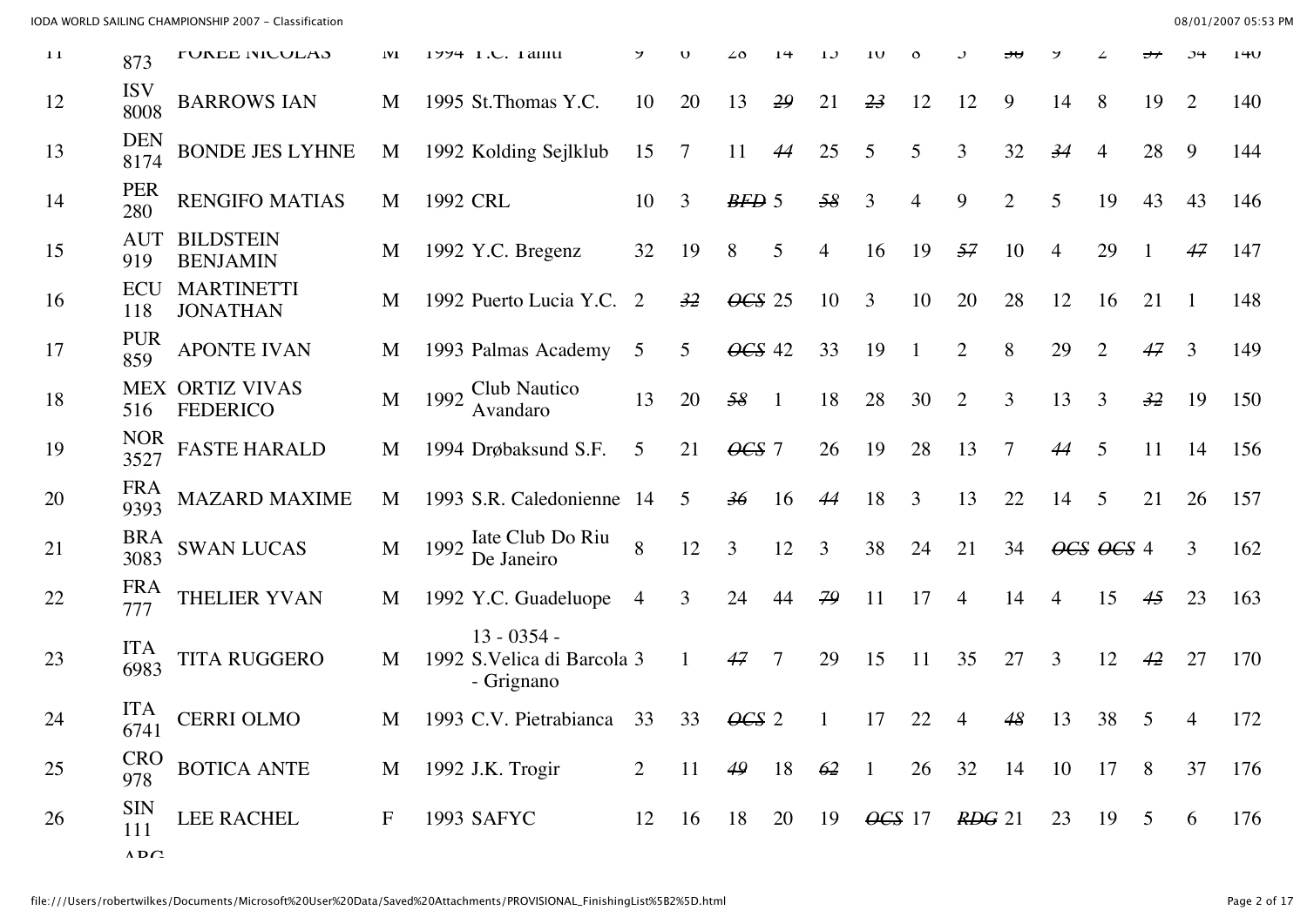| | | | | | | | | | | | | | | | | | | | |
|---|---|---|---|---|---|---|---|---|---|---|---|---|---|---|---|---|---|---|---|
| 11 | 873 | POREE NICOLAS | M | 1994 | Y.C. Tahiti | 9 | 6 | 28 | 14 | 13 | 10 | 8 | 5 | ~~30~~ | 9 | 2 | ~~37~~ | 34 | 140 |
| 12 | ISV 8008 | BARROWS IAN | M | 1995 | St.Thomas Y.C. | 10 | 20 | 13 | ~~29~~ | 21 | ~~23~~ | 12 | 12 | 9 | 14 | 8 | 19 | 2 | 140 |
| 13 | DEN 8174 | BONDE JES LYHNE | M | 1992 | Kolding Sejlklub | 15 | 7 | 11 | ~~44~~ | 25 | 5 | 5 | 3 | 32 | ~~34~~ | 4 | 28 | 9 | 144 |
| 14 | PER 280 | RENGIFO MATIAS | M | 1992 | CRL | 10 | 3 | ~~BFD~~ | 5 | ~~58~~ | 3 | 4 | 9 | 2 | 5 | 19 | 43 | 43 | 146 |
| 15 | AUT 919 | BILDSTEIN BENJAMIN | M | 1992 | Y.C. Bregenz | 32 | 19 | 8 | 5 | 4 | 16 | 19 | ~~57~~ | 10 | 4 | 29 | 1 | ~~47~~ | 147 |
| 16 | ECU 118 | MARTINETTI JONATHAN | M | 1992 | Puerto Lucia Y.C. | 2 | ~~32~~ | ~~OCS~~ | 25 | 10 | 3 | 10 | 20 | 28 | 12 | 16 | 21 | 1 | 148 |
| 17 | PUR 859 | APONTE IVAN | M | 1993 | Palmas Academy | 5 | 5 | ~~OCS~~ | 42 | 33 | 19 | 1 | 2 | 8 | 29 | 2 | ~~47~~ | 3 | 149 |
| 18 | MEX 516 | ORTIZ VIVAS FEDERICO | M | 1992 | Club Nautico Avandaro | 13 | 20 | ~~58~~ | 1 | 18 | 28 | 30 | 2 | 3 | 13 | 3 | ~~32~~ | 19 | 150 |
| 19 | NOR 3527 | FASTE HARALD | M | 1994 | Drøbaksund S.F. | 5 | 21 | ~~OCS~~ | 7 | 26 | 19 | 28 | 13 | 7 | ~~44~~ | 5 | 11 | 14 | 156 |
| 20 | FRA 9393 | MAZARD MAXIME | M | 1993 | S.R. Caledonienne | 14 | 5 | ~~36~~ | 16 | ~~44~~ | 18 | 3 | 13 | 22 | 14 | 5 | 21 | 26 | 157 |
| 21 | BRA 3083 | SWAN LUCAS | M | 1992 | Iate Club Do Riu De Janeiro | 8 | 12 | 3 | 12 | 3 | 38 | 24 | 21 | 34 | ~~OCS~~ | ~~OCS~~ | 4 | 3 | 162 |
| 22 | FRA 777 | THELIER YVAN | M | 1992 | Y.C. Guadeluope | 4 | 3 | 24 | 44 | ~~79~~ | 11 | 17 | 4 | 14 | 4 | 15 | ~~45~~ | 23 | 163 |
| 23 | ITA 6983 | TITA RUGGERO | M | 1992 | 13 - 0354 - S.Velica di Barcola - Grignano | 3 | 1 | ~~47~~ | 7 | 29 | 15 | 11 | 35 | 27 | 3 | 12 | ~~42~~ | 27 | 170 |
| 24 | ITA 6741 | CERRI OLMO | M | 1993 | C.V. Pietrabianca | 33 | 33 | ~~OCS~~ | 2 | 1 | 17 | 22 | 4 | ~~48~~ | 13 | 38 | 5 | 4 | 172 |
| 25 | CRO 978 | BOTICA ANTE | M | 1992 | J.K. Trogir | 2 | 11 | ~~49~~ | 18 | ~~62~~ | 1 | 26 | 32 | 14 | 10 | 17 | 8 | 37 | 176 |
| 26 | SIN 111 | LEE RACHEL | F | 1993 | SAFYC | 12 | 16 | 18 | 20 | 19 | ~~OCS~~ | 17 | ~~RDG~~ | 21 | 23 | 19 | 5 | 6 | 176 |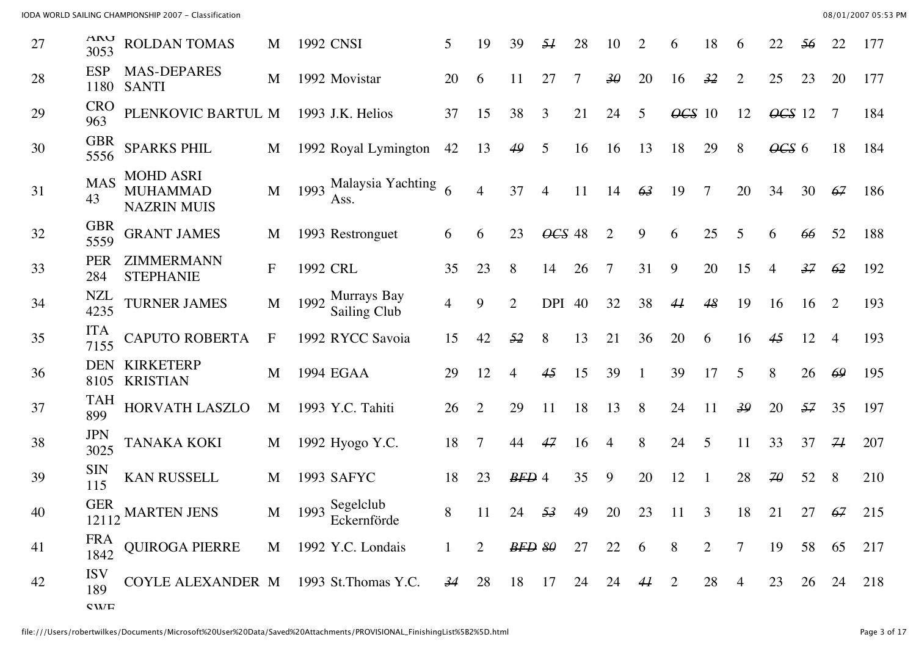| | | | | | | | | | | | | | | | | | | | | | |
|---|---|---|---|---|---|---|---|---|---|---|---|---|---|---|---|---|---|---|---|---|---|
| 27 | ARG 3053 | ROLDAN TOMAS | M | 1992 | CNSI | 5 | 19 | 39 | ~~51~~ | 28 | 10 | 2 | 6 | 18 | 6 | 22 | ~~56~~ | 22 | 177 |
| 28 | ESP 1180 | MAS-DEPARES SANTI | M | 1992 | Movistar | 20 | 6 | 11 | 27 | 7 | ~~30~~ | 20 | 16 | ~~32~~ | 2 | 25 | 23 | 20 | 177 |
| 29 | CRO 963 | PLENKOVIC BARTUL | M | 1993 | J.K. Helios | 37 | 15 | 38 | 3 | 21 | 24 | 5 | ~~OCS~~ | 10 | 12 | ~~OCS~~ | 12 | 7 | 184 |
| 30 | GBR 5556 | SPARKS PHIL | M | 1992 | Royal Lymington | 42 | 13 | ~~49~~ | 5 | 16 | 16 | 13 | 18 | 29 | 8 | ~~OCS~~ | 6 | 18 | 184 |
| 31 | MAS 43 | MOHD ASRI MUHAMMAD NAZRIN MUIS | M | 1993 | Malaysia Yachting Ass. | 6 | 4 | 37 | 4 | 11 | 14 | ~~63~~ | 19 | 7 | 20 | 34 | 30 | ~~67~~ | 186 |
| 32 | GBR 5559 | GRANT JAMES | M | 1993 | Restronguet | 6 | 6 | 23 | ~~OCS~~ | 48 | 2 | 9 | 6 | 25 | 5 | 6 | ~~66~~ | 52 | 188 |
| 33 | PER 284 | ZIMMERMANN STEPHANIE | F | 1992 | CRL | 35 | 23 | 8 | 14 | 26 | 7 | 31 | 9 | 20 | 15 | 4 | ~~37~~ | ~~62~~ | 192 |
| 34 | NZL 4235 | TURNER JAMES | M | 1992 | Murrays Bay Sailing Club | 4 | 9 | 2 | DPI | 40 | 32 | 38 | ~~41~~ | ~~48~~ | 19 | 16 | 16 | 2 | 193 |
| 35 | ITA 7155 | CAPUTO ROBERTA | F | 1992 | RYCC Savoia | 15 | 42 | ~~52~~ | 8 | 13 | 21 | 36 | 20 | 6 | 16 | ~~45~~ | 12 | 4 | 193 |
| 36 | DEN 8105 | KIRKETERP KRISTIAN | M | 1994 | EGAA | 29 | 12 | 4 | ~~45~~ | 15 | 39 | 1 | 39 | 17 | 5 | 8 | 26 | ~~69~~ | 195 |
| 37 | TAH 899 | HORVATH LASZLO | M | 1993 | Y.C. Tahiti | 26 | 2 | 29 | 11 | 18 | 13 | 8 | 24 | 11 | ~~39~~ | 20 | ~~57~~ | 35 | 197 |
| 38 | JPN 3025 | TANAKA KOKI | M | 1992 | Hyogo Y.C. | 18 | 7 | 44 | ~~47~~ | 16 | 4 | 8 | 24 | 5 | 11 | 33 | 37 | ~~71~~ | 207 |
| 39 | SIN 115 | KAN RUSSELL | M | 1993 | SAFYC | 18 | 23 | ~~BFD~~ | 4 | 35 | 9 | 20 | 12 | 1 | 28 | ~~70~~ | 52 | 8 | 210 |
| 40 | GER 12112 | MARTEN JENS | M | 1993 | Segelclub Eckernförde | 8 | 11 | 24 | ~~53~~ | 49 | 20 | 23 | 11 | 3 | 18 | 21 | 27 | ~~67~~ | 215 |
| 41 | FRA 1842 | QUIROGA PIERRE | M | 1992 | Y.C. Londais | 1 | 2 | ~~BFD~~ | ~~80~~ | 27 | 22 | 6 | 8 | 2 | 7 | 19 | 58 | 65 | 217 |
| 42 | ISV 189 | COYLE ALEXANDER | M | 1993 | St.Thomas Y.C. | ~~34~~ | 28 | 18 | 17 | 24 | 24 | ~~41~~ | 2 | 28 | 4 | 23 | 26 | 24 | 218 |
| | SWE | | | | | | | | | | | | | | | | | | |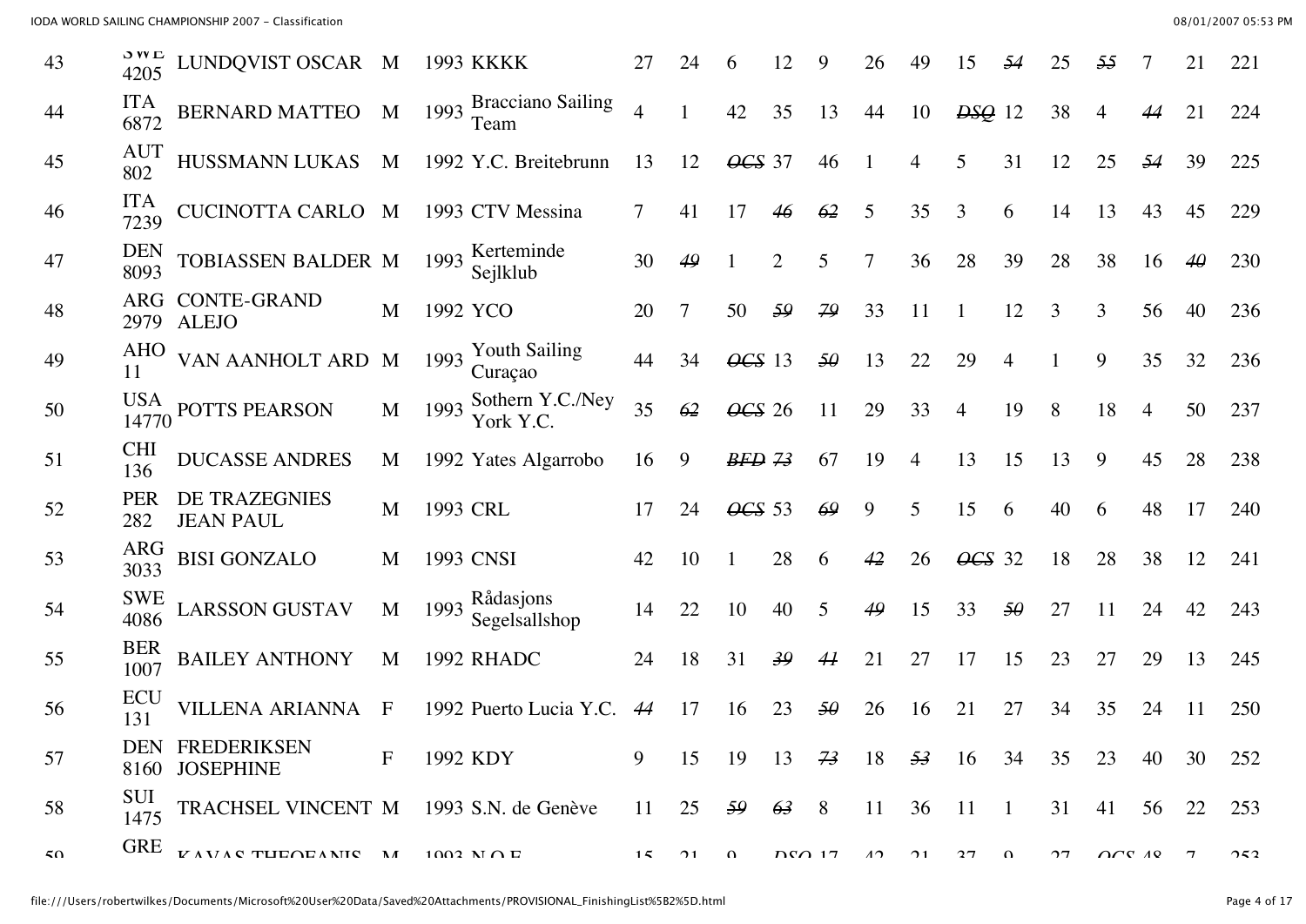| 43 | SWE 4205 | LUNDQVIST OSCAR | M | 1993 | KKKK | 27 | 24 | 6 | 12 | 9 | 26 | 49 | 15 | ~~54~~ | 25 | ~~55~~ | 7 | 21 | 221 |
|---|---|---|---|---|---|---|---|---|---|---|---|---|---|---|---|---|---|---|---|
| 44 | ITA 6872 | BERNARD MATTEO | M | 1993 | Bracciano Sailing Team | 4 | 1 | 42 | 35 | 13 | 44 | 10 | ~~DSQ~~ | 12 | 38 | 4 | ~~44~~ | 21 | 224 |
| 45 | AUT 802 | HUSSMANN LUKAS | M | 1992 | Y.C. Breitebrunn | 13 | 12 | ~~OCS~~ | 37 | 46 | 1 | 4 | 5 | 31 | 12 | 25 | ~~54~~ | 39 | 225 |
| 46 | ITA 7239 | CUCINOTTA CARLO | M | 1993 | CTV Messina | 7 | 41 | 17 | ~~46~~ | ~~62~~ | 5 | 35 | 3 | 6 | 14 | 13 | 43 | 45 | 229 |
| 47 | DEN 8093 | TOBIASSEN BALDER | M | 1993 | Kerteminde Sejlklub | 30 | ~~49~~ | 1 | 2 | 5 | 7 | 36 | 28 | 39 | 28 | 38 | 16 | ~~40~~ | 230 |
| 48 | ARG 2979 | CONTE-GRAND ALEJO | M | 1992 | YCO | 20 | 7 | 50 | ~~59~~ | ~~79~~ | 33 | 11 | 1 | 12 | 3 | 3 | 56 | 40 | 236 |
| 49 | AHO 11 | VAN AANHOLT ARD | M | 1993 | Youth Sailing Curaçao | 44 | 34 | ~~OCS~~ | 13 | ~~50~~ | 13 | 22 | 29 | 4 | 1 | 9 | 35 | 32 | 236 |
| 50 | USA 14770 | POTTS PEARSON | M | 1993 | Sothern Y.C./Ney York Y.C. | 35 | ~~62~~ | ~~OCS~~ | 26 | 11 | 29 | 33 | 4 | 19 | 8 | 18 | 4 | 50 | 237 |
| 51 | CHI 136 | DUCASSE ANDRES | M | 1992 | Yates Algarrobo | 16 | 9 | ~~BFD~~ | ~~73~~ | 67 | 19 | 4 | 13 | 15 | 13 | 9 | 45 | 28 | 238 |
| 52 | PER 282 | DE TRAZEGNIES JEAN PAUL | M | 1993 | CRL | 17 | 24 | ~~OCS~~ | 53 | ~~69~~ | 9 | 5 | 15 | 6 | 40 | 6 | 48 | 17 | 240 |
| 53 | ARG 3033 | BISI GONZALO | M | 1993 | CNSI | 42 | 10 | 1 | 28 | 6 | ~~42~~ | 26 | ~~OCS~~ | 32 | 18 | 28 | 38 | 12 | 241 |
| 54 | SWE 4086 | LARSSON GUSTAV | M | 1993 | Rådasjons Segelsallshop | 14 | 22 | 10 | 40 | 5 | ~~49~~ | 15 | 33 | ~~50~~ | 27 | 11 | 24 | 42 | 243 |
| 55 | BER 1007 | BAILEY ANTHONY | M | 1992 | RHADC | 24 | 18 | 31 | ~~39~~ | ~~41~~ | 21 | 27 | 17 | 15 | 23 | 27 | 29 | 13 | 245 |
| 56 | ECU 131 | VILLENA ARIANNA | F | 1992 | Puerto Lucia Y.C. | ~~44~~ | 17 | 16 | 23 | ~~50~~ | 26 | 16 | 21 | 27 | 34 | 35 | 24 | 11 | 250 |
| 57 | DEN 8160 | FREDERIKSEN JOSEPHINE | F | 1992 | KDY | 9 | 15 | 19 | 13 | ~~73~~ | 18 | ~~53~~ | 16 | 34 | 35 | 23 | 40 | 30 | 252 |
| 58 | SUI 1475 | TRACHSEL VINCENT | M | 1993 | S.N. de Genève | 11 | 25 | ~~59~~ | ~~63~~ | 8 | 11 | 36 | 11 | 1 | 31 | 41 | 56 | 22 | 253 |
| 59 | GRE | KAVAS THEOFANIS | M | 1993 | N.O.F. | 15 | 21 | 9 | ~~DSQ~~ | 17 | 42 | 21 | 37 | 9 | 27 | ~~OCS~~ | 48 | 7 | 253 |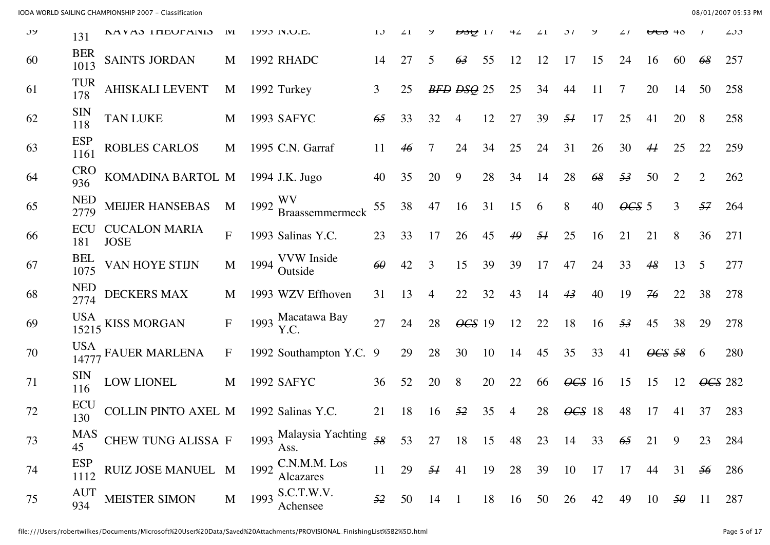| 59 | 131 | KAVAS THEOFANIS | M | 1993 | N.O.E. | 13 | 21 | 9 | ~~DSQ~~ | 17 | 42 | 21 | 37 | 9 | 27 | ~~OCS~~ | 48 | 7 | 253 |
|---|---|---|---|---|---|---|---|---|---|---|---|---|---|---|---|---|---|---|---|
| 60 | BER 1013 | SAINTS JORDAN | M | 1992 | RHADC | 14 | 27 | 5 | ~~63~~ | 55 | 12 | 12 | 17 | 15 | 24 | 16 | 60 | ~~68~~ | 257 |
| 61 | TUR 178 | AHISKALI LEVENT | M | 1992 | Turkey | 3 | 25 | ~~BFD~~ | ~~DSQ~~ | 25 | 25 | 34 | 44 | 11 | 7 | 20 | 14 | 50 | 258 |
| 62 | SIN 118 | TAN LUKE | M | 1993 | SAFYC | ~~65~~ | 33 | 32 | 4 | 12 | 27 | 39 | ~~51~~ | 17 | 25 | 41 | 20 | 8 | 258 |
| 63 | ESP 1161 | ROBLES CARLOS | M | 1995 | C.N. Garraf | 11 | ~~46~~ | 7 | 24 | 34 | 25 | 24 | 31 | 26 | 30 | ~~41~~ | 25 | 22 | 259 |
| 64 | CRO 936 | KOMADINA BARTOL | M | 1994 | J.K. Jugo | 40 | 35 | 20 | 9 | 28 | 34 | 14 | 28 | ~~68~~ | ~~53~~ | 50 | 2 | 2 | 262 |
| 65 | NED 2779 | MEIJER HANSEBAS | M | 1992 | WV Braassemmermeck | 55 | 38 | 47 | 16 | 31 | 15 | 6 | 8 | 40 | ~~OCS~~ | 5 | 3 | ~~57~~ | 264 |
| 66 | ECU 181 | CUCALON MARIA JOSE | F | 1993 | Salinas Y.C. | 23 | 33 | 17 | 26 | 45 | ~~49~~ | ~~51~~ | 25 | 16 | 21 | 21 | 8 | 36 | 271 |
| 67 | BEL 1075 | VAN HOYE STIJN | M | 1994 | VVW Inside Outside | ~~60~~ | 42 | 3 | 15 | 39 | 39 | 17 | 47 | 24 | 33 | ~~48~~ | 13 | 5 | 277 |
| 68 | NED 2774 | DECKERS MAX | M | 1993 | WZV Effhoven | 31 | 13 | 4 | 22 | 32 | 43 | 14 | ~~43~~ | 40 | 19 | ~~76~~ | 22 | 38 | 278 |
| 69 | USA 15215 | KISS MORGAN | F | 1993 | Macatawa Bay Y.C. | 27 | 24 | 28 | ~~OCS~~ | 19 | 12 | 22 | 18 | 16 | ~~53~~ | 45 | 38 | 29 | 278 |
| 70 | USA 14777 | FAUER MARLENA | F | 1992 | Southampton Y.C. | 9 | 29 | 28 | 30 | 10 | 14 | 45 | 35 | 33 | 41 | ~~OCS~~ | ~~58~~ | 6 | 280 |
| 71 | SIN 116 | LOW LIONEL | M | 1992 | SAFYC | 36 | 52 | 20 | 8 | 20 | 22 | 66 | ~~OCS~~ | 16 | 15 | 15 | 12 | ~~OCS~~ | 282 |
| 72 | ECU 130 | COLLIN PINTO AXEL | M | 1992 | Salinas Y.C. | 21 | 18 | 16 | ~~52~~ | 35 | 4 | 28 | ~~OCS~~ | 18 | 48 | 17 | 41 | 37 | 283 |
| 73 | MAS 45 | CHEW TUNG ALISSA | F | 1993 | Malaysia Yachting Ass. | ~~58~~ | 53 | 27 | 18 | 15 | 48 | 23 | 14 | 33 | ~~65~~ | 21 | 9 | 23 | 284 |
| 74 | ESP 1112 | RUIZ JOSE MANUEL | M | 1992 | C.N.M.M. Los Alcazares | 11 | 29 | ~~51~~ | 41 | 19 | 28 | 39 | 10 | 17 | 17 | 44 | 31 | ~~56~~ | 286 |
| 75 | AUT 934 | MEISTER SIMON | M | 1993 | S.C.T.W.V. Achensee | ~~52~~ | 50 | 14 | 1 | 18 | 16 | 50 | 26 | 42 | 49 | 10 | ~~50~~ | 11 | 287 |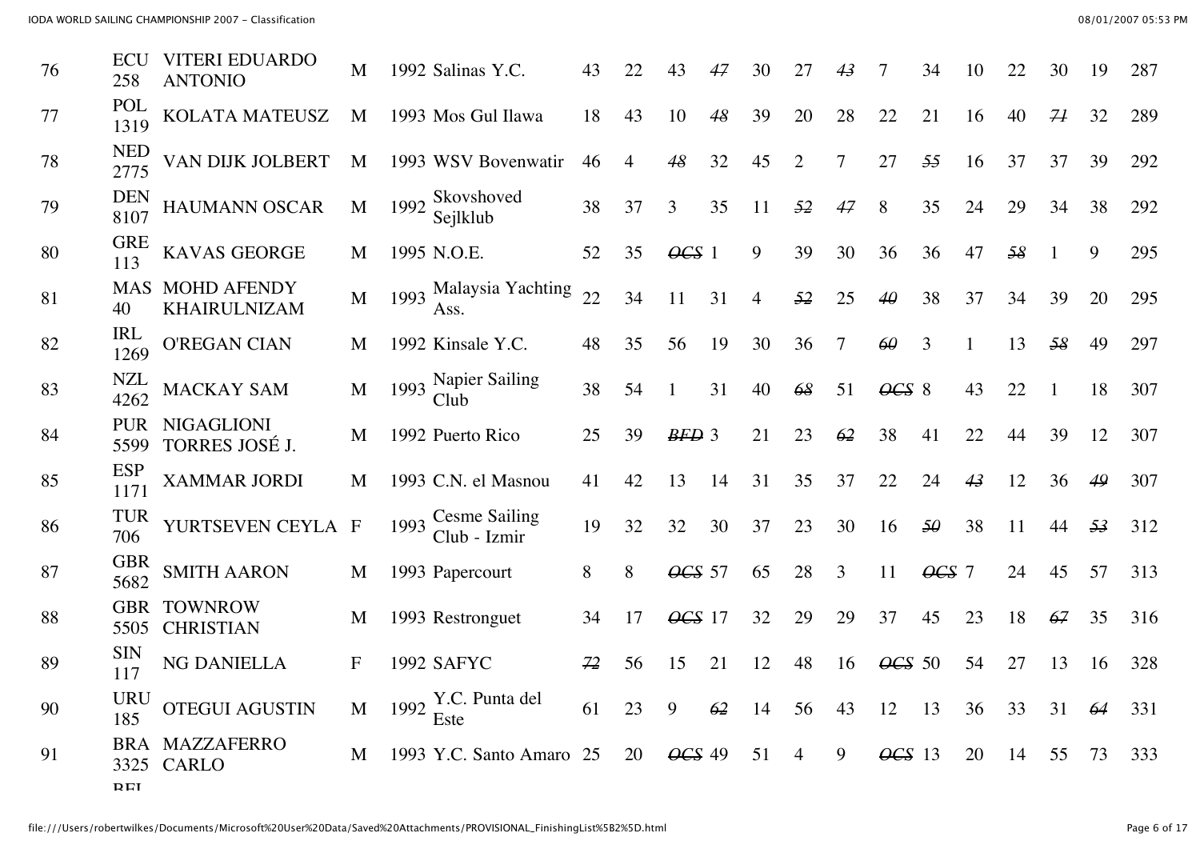| | | | | | | | | | | | | | | | | | | | | |
|---|---|---|---|---|---|---|---|---|---|---|---|---|---|---|---|---|---|---|---|---|
| 76 | ECU 258 | VITERI EDUARDO ANTONIO | M | 1992 | Salinas Y.C. | 43 | 22 | 43 | ~~47~~ | 30 | 27 | ~~43~~ | 7 | 34 | 10 | 22 | 30 | 19 | 287 |
| 77 | POL 1319 | KOLATA MATEUSZ | M | 1993 | Mos Gul Ilawa | 18 | 43 | 10 | ~~48~~ | 39 | 20 | 28 | 22 | 21 | 16 | 40 | ~~71~~ | 32 | 289 |
| 78 | NED 2775 | VAN DIJK JOLBERT | M | 1993 | WSV Bovenwatir | 46 | 4 | ~~48~~ | 32 | 45 | 2 | 7 | 27 | ~~55~~ | 16 | 37 | 37 | 39 | 292 |
| 79 | DEN 8107 | HAUMANN OSCAR | M | 1992 | Skovshoved Sejlklub | 38 | 37 | 3 | 35 | 11 | ~~52~~ | ~~47~~ | 8 | 35 | 24 | 29 | 34 | 38 | 292 |
| 80 | GRE 113 | KAVAS GEORGE | M | 1995 | N.O.E. | 52 | 35 | ~~OCS~~ | 1 | 9 | 39 | 30 | 36 | 36 | 47 | ~~58~~ | 1 | 9 | 295 |
| 81 | MAS 40 | MOHD AFENDY KHAIRULNIZAM | M | 1993 | Malaysia Yachting Ass. | 22 | 34 | 11 | 31 | 4 | ~~52~~ | 25 | ~~40~~ | 38 | 37 | 34 | 39 | 20 | 295 |
| 82 | IRL 1269 | O'REGAN CIAN | M | 1992 | Kinsale Y.C. | 48 | 35 | 56 | 19 | 30 | 36 | 7 | ~~60~~ | 3 | 1 | 13 | ~~58~~ | 49 | 297 |
| 83 | NZL 4262 | MACKAY SAM | M | 1993 | Napier Sailing Club | 38 | 54 | 1 | 31 | 40 | ~~68~~ | 51 | ~~OCS~~ | 8 | 43 | 22 | 1 | 18 | 307 |
| 84 | PUR 5599 | NIGAGLIONI TORRES JOSÉ J. | M | 1992 | Puerto Rico | 25 | 39 | ~~BFD~~ | 3 | 21 | 23 | ~~62~~ | 38 | 41 | 22 | 44 | 39 | 12 | 307 |
| 85 | ESP 1171 | XAMMAR JORDI | M | 1993 | C.N. el Masnou | 41 | 42 | 13 | 14 | 31 | 35 | 37 | 22 | 24 | ~~43~~ | 12 | 36 | ~~49~~ | 307 |
| 86 | TUR 706 | YURTSEVEN CEYLA | F | 1993 | Cesme Sailing Club - Izmir | 19 | 32 | 32 | 30 | 37 | 23 | 30 | 16 | ~~50~~ | 38 | 11 | 44 | ~~53~~ | 312 |
| 87 | GBR 5682 | SMITH AARON | M | 1993 | Papercourt | 8 | 8 | ~~OCS~~ | 57 | 65 | 28 | 3 | 11 | ~~OCS~~ | 7 | 24 | 45 | 57 | 313 |
| 88 | GBR 5505 | TOWNROW CHRISTIAN | M | 1993 | Restronguet | 34 | 17 | ~~OCS~~ | 17 | 32 | 29 | 29 | 37 | 45 | 23 | 18 | ~~67~~ | 35 | 316 |
| 89 | SIN 117 | NG DANIELLA | F | 1992 | SAFYC | ~~72~~ | 56 | 15 | 21 | 12 | 48 | 16 | ~~OCS~~ | 50 | 54 | 27 | 13 | 16 | 328 |
| 90 | URU 185 | OTEGUI AGUSTIN | M | 1992 | Y.C. Punta del Este | 61 | 23 | 9 | ~~62~~ | 14 | 56 | 43 | 12 | 13 | 36 | 33 | 31 | ~~64~~ | 331 |
| 91 | BRA 3325 | MAZZAFERRO CARLO | M | 1993 | Y.C. Santo Amaro | 25 | 20 | ~~OCS~~ | 49 | 51 | 4 | 9 | ~~OCS~~ | 13 | 20 | 14 | 55 | 73 | 333 |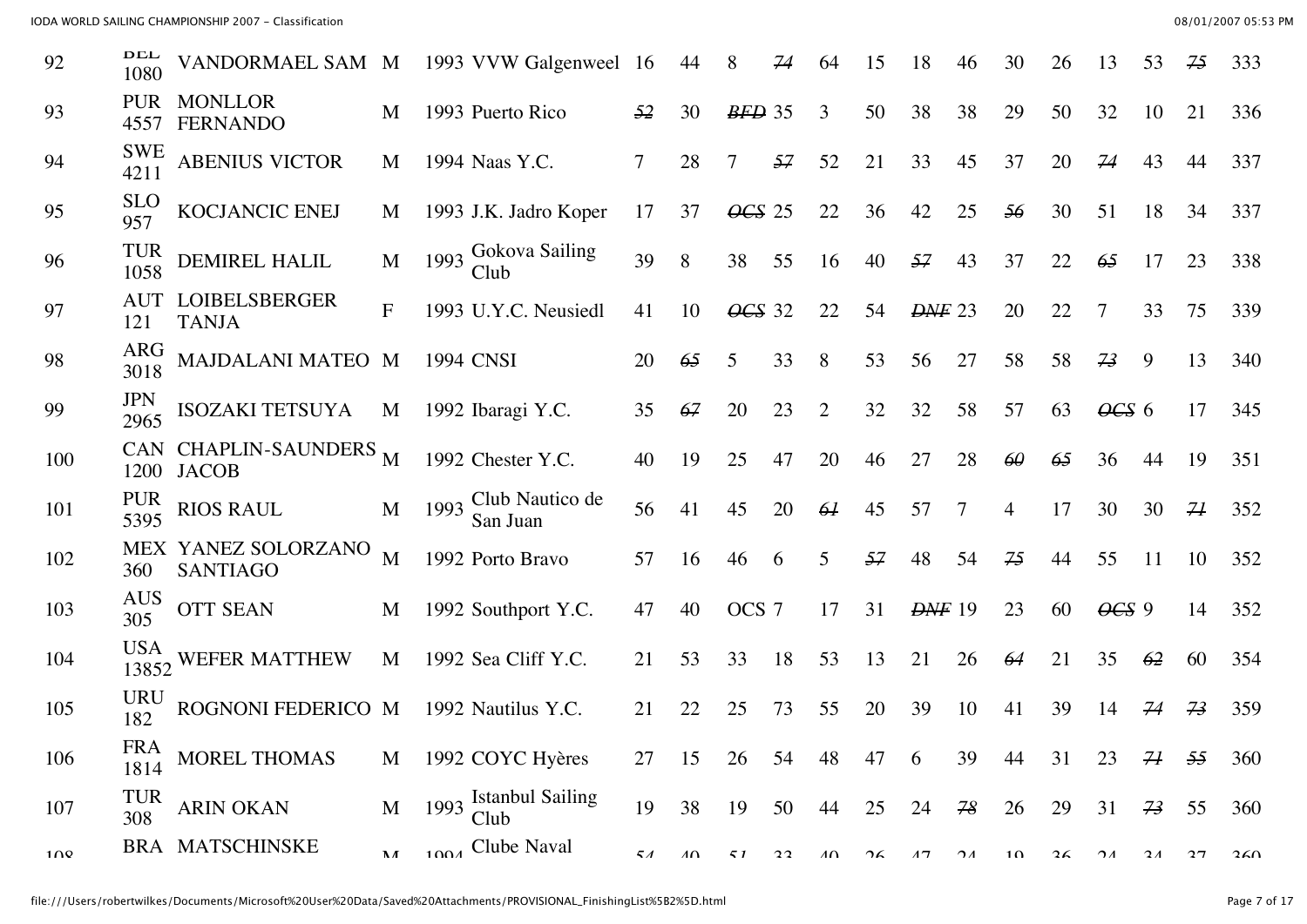| | | | | | | | | | | | | | | | | | | | |
|---|---|---|---|---|---|---|---|---|---|---|---|---|---|---|---|---|---|---|---|
| 92 | BEL 1080 | VANDORMAEL SAM | M | 1993 | VVW Galgenweel | 16 | 44 | 8 | ~~74~~ | 64 | 15 | 18 | 46 | 30 | 26 | 13 | 53 | ~~75~~ | 333 |
| 93 | PUR 4557 | MONLLOR FERNANDO | M | 1993 | Puerto Rico | ~~52~~ | 30 | ~~BFD~~ | 35 | 3 | 50 | 38 | 38 | 29 | 50 | 32 | 10 | 21 | 336 |
| 94 | SWE 4211 | ABENIUS VICTOR | M | 1994 | Naas Y.C. | 7 | 28 | 7 | ~~57~~ | 52 | 21 | 33 | 45 | 37 | 20 | ~~74~~ | 43 | 44 | 337 |
| 95 | SLO 957 | KOCJANCIC ENEJ | M | 1993 | J.K. Jadro Koper | 17 | 37 | ~~OCS~~ | 25 | 22 | 36 | 42 | 25 | ~~56~~ | 30 | 51 | 18 | 34 | 337 |
| 96 | TUR 1058 | DEMIREL HALIL | M | 1993 | Gokova Sailing Club | 39 | 8 | 38 | 55 | 16 | 40 | ~~57~~ | 43 | 37 | 22 | ~~65~~ | 17 | 23 | 338 |
| 97 | AUT 121 | LOIBELSBERGER TANJA | F | 1993 | U.Y.C. Neusiedl | 41 | 10 | ~~OCS~~ | 32 | 22 | 54 | ~~DNF~~ | 23 | 20 | 22 | 7 | 33 | 75 | 339 |
| 98 | ARG 3018 | MAJDALANI MATEO | M | 1994 | CNSI | 20 | ~~65~~ | 5 | 33 | 8 | 53 | 56 | 27 | 58 | 58 | ~~73~~ | 9 | 13 | 340 |
| 99 | JPN 2965 | ISOZAKI TETSUYA | M | 1992 | Ibaragi Y.C. | 35 | ~~67~~ | 20 | 23 | 2 | 32 | 32 | 58 | 57 | 63 | ~~OCS~~ | 6 | 17 | 345 |
| 100 | CAN 1200 | CHAPLIN-SAUNDERS JACOB | M | 1992 | Chester Y.C. | 40 | 19 | 25 | 47 | 20 | 46 | 27 | 28 | ~~60~~ | ~~65~~ | 36 | 44 | 19 | 351 |
| 101 | PUR 5395 | RIOS RAUL | M | 1993 | Club Nautico de San Juan | 56 | 41 | 45 | 20 | ~~61~~ | 45 | 57 | 7 | 4 | 17 | 30 | 30 | ~~71~~ | 352 |
| 102 | MEX 360 | YANEZ SOLORZANO SANTIAGO | M | 1992 | Porto Bravo | 57 | 16 | 46 | 6 | 5 | ~~57~~ | 48 | 54 | ~~75~~ | 44 | 55 | 11 | 10 | 352 |
| 103 | AUS 305 | OTT SEAN | M | 1992 | Southport Y.C. | 47 | 40 | OCS | 7 | 17 | 31 | ~~DNF~~ | 19 | 23 | 60 | ~~OCS~~ | 9 | 14 | 352 |
| 104 | USA 13852 | WEFER MATTHEW | M | 1992 | Sea Cliff Y.C. | 21 | 53 | 33 | 18 | 53 | 13 | 21 | 26 | ~~64~~ | 21 | 35 | ~~62~~ | 60 | 354 |
| 105 | URU 182 | ROGNONI FEDERICO | M | 1992 | Nautilus Y.C. | 21 | 22 | 25 | 73 | 55 | 20 | 39 | 10 | 41 | 39 | 14 | ~~74~~ | ~~73~~ | 359 |
| 106 | FRA 1814 | MOREL THOMAS | M | 1992 | COYC Hyères | 27 | 15 | 26 | 54 | 48 | 47 | 6 | 39 | 44 | 31 | 23 | ~~71~~ | ~~55~~ | 360 |
| 107 | TUR 308 | ARIN OKAN | M | 1993 | Istanbul Sailing Club | 19 | 38 | 19 | 50 | 44 | 25 | 24 | ~~78~~ | 26 | 29 | 31 | ~~73~~ | 55 | 360 |
| 108 | BRA | MATSCHINSKE | M | 1994 | Clube Naval | 54 | 40 | 51 | 33 | 40 | 26 | 47 | 24 | 19 | 36 | 24 | 34 | 37 | 360 |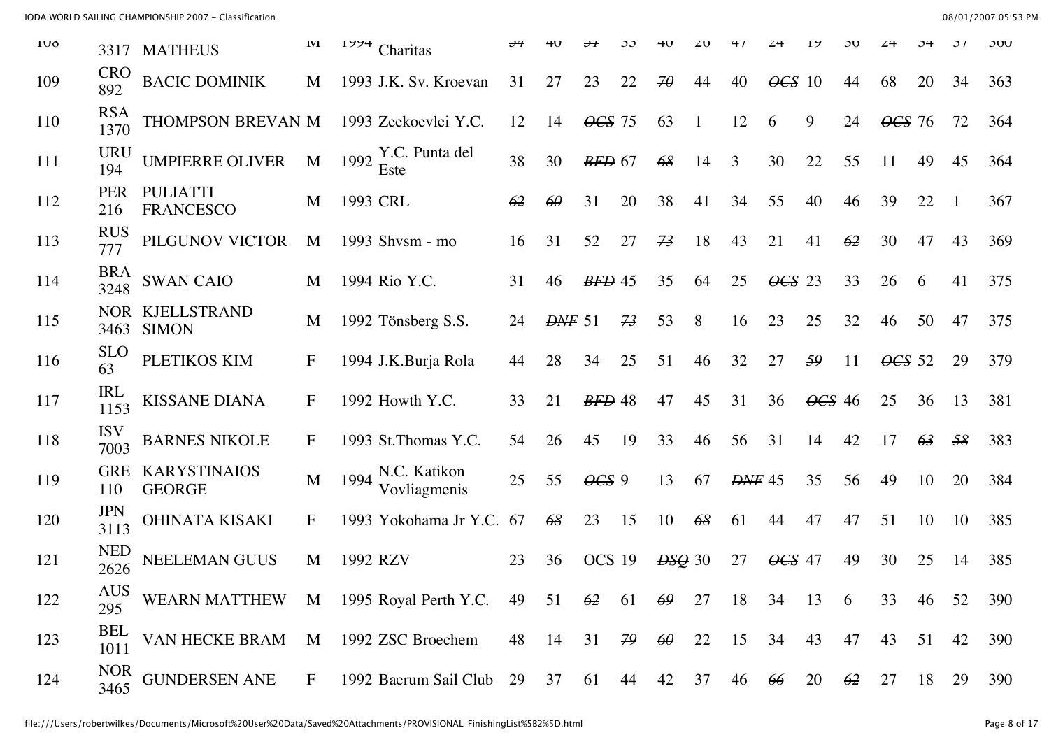| | | | | | | | | | | | | | | | | | | | |
|---|---|---|---|---|---|---|---|---|---|---|---|---|---|---|---|---|---|---|---|
| 108 | 3317 | MATHEUS | M | 1994 | Charitas | ~~34~~ | 40 | ~~34~~ | 35 | 40 | 26 | 47 | 24 | 19 | 56 | 24 | 34 | 37 | 360 |
| 109 | CRO 892 | BACIC DOMINIK | M | 1993 | J.K. Sv. Kroevan | 31 | 27 | 23 | 22 | ~~70~~ | 44 | 40 | ~~OCS~~ | 10 | 44 | 68 | 20 | 34 | 363 |
| 110 | RSA 1370 | THOMPSON BREVAN | M | 1993 | Zeekoevlei Y.C. | 12 | 14 | ~~OCS~~ | 75 | 63 | 1 | 12 | 6 | 9 | 24 | ~~OCS~~ | 76 | 72 | 364 |
| 111 | URU 194 | UMPIERRE OLIVER | M | 1992 | Y.C. Punta del Este | 38 | 30 | ~~BFD~~ | 67 | ~~68~~ | 14 | 3 | 30 | 22 | 55 | 11 | 49 | 45 | 364 |
| 112 | PER 216 | PULIATTI FRANCESCO | M | 1993 | CRL | ~~62~~ | ~~60~~ | 31 | 20 | 38 | 41 | 34 | 55 | 40 | 46 | 39 | 22 | 1 | 367 |
| 113 | RUS 777 | PILGUNOV VICTOR | M | 1993 | Shvsm - mo | 16 | 31 | 52 | 27 | ~~73~~ | 18 | 43 | 21 | 41 | ~~62~~ | 30 | 47 | 43 | 369 |
| 114 | BRA 3248 | SWAN CAIO | M | 1994 | Rio Y.C. | 31 | 46 | ~~BFD~~ | 45 | 35 | 64 | 25 | ~~OCS~~ | 23 | 33 | 26 | 6 | 41 | 375 |
| 115 | NOR 3463 | KJELLSTRAND SIMON | M | 1992 | Tönsberg S.S. | 24 | ~~DNF~~ | 51 | ~~73~~ | 53 | 8 | 16 | 23 | 25 | 32 | 46 | 50 | 47 | 375 |
| 116 | SLO 63 | PLETIKOS KIM | F | 1994 | J.K.Burja Rola | 44 | 28 | 34 | 25 | 51 | 46 | 32 | 27 | ~~59~~ | 11 | ~~OCS~~ | 52 | 29 | 379 |
| 117 | IRL 1153 | KISSANE DIANA | F | 1992 | Howth Y.C. | 33 | 21 | ~~BFD~~ | 48 | 47 | 45 | 31 | 36 | ~~OCS~~ | 46 | 25 | 36 | 13 | 381 |
| 118 | ISV 7003 | BARNES NIKOLE | F | 1993 | St.Thomas Y.C. | 54 | 26 | 45 | 19 | 33 | 46 | 56 | 31 | 14 | 42 | 17 | ~~63~~ | ~~58~~ | 383 |
| 119 | GRE 110 | KARYSTINAIOS GEORGE | M | 1994 | N.C. Katikon Vovliagmenis | 25 | 55 | ~~OCS~~ | 9 | 13 | 67 | ~~DNF~~ | 45 | 35 | 56 | 49 | 10 | 20 | 384 |
| 120 | JPN 3113 | OHINATA KISAKI | F | 1993 | Yokohama Jr Y.C. | 67 | ~~68~~ | 23 | 15 | 10 | ~~68~~ | 61 | 44 | 47 | 47 | 51 | 10 | 10 | 385 |
| 121 | NED 2626 | NEELEMAN GUUS | M | 1992 | RZV | 23 | 36 | OCS | 19 | ~~DSQ~~ | 30 | 27 | ~~OCS~~ | 47 | 49 | 30 | 25 | 14 | 385 |
| 122 | AUS 295 | WEARN MATTHEW | M | 1995 | Royal Perth Y.C. | 49 | 51 | ~~62~~ | 61 | ~~69~~ | 27 | 18 | 34 | 13 | 6 | 33 | 46 | 52 | 390 |
| 123 | BEL 1011 | VAN HECKE BRAM | M | 1992 | ZSC Broechem | 48 | 14 | 31 | ~~79~~ | ~~60~~ | 22 | 15 | 34 | 43 | 47 | 43 | 51 | 42 | 390 |
| 124 | NOR 3465 | GUNDERSEN ANE | F | 1992 | Baerum Sail Club | 29 | 37 | 61 | 44 | 42 | 37 | 46 | ~~66~~ | 20 | ~~62~~ | 27 | 18 | 29 | 390 |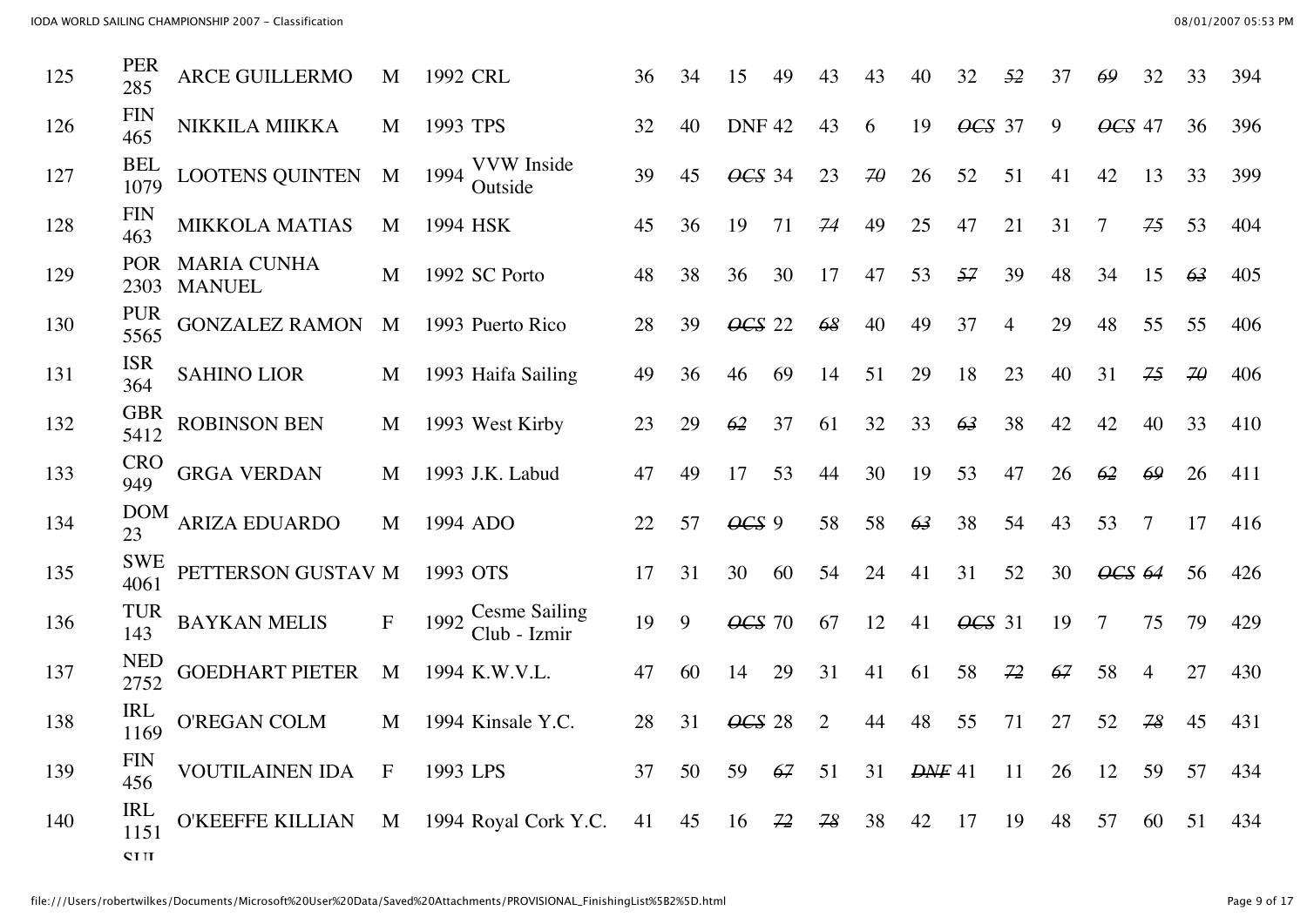| | | | | | | | | | | | | | | | | | | | | | |
|---|---|---|---|---|---|---|---|---|---|---|---|---|---|---|---|---|---|---|---|---|---|
| 125 | PER 285 | ARCE GUILLERMO | M | 1992 | CRL | 36 | 34 | 15 | 49 | 43 | 43 | 40 | 32 | ~~52~~ | 37 | ~~69~~ | 32 | 33 | 394 |
| 126 | FIN 465 | NIKKILA MIIKKA | M | 1993 | TPS | 32 | 40 | DNF | 42 | 43 | 6 | 19 | ~~OCS~~ | 37 | 9 | ~~OCS~~ | 47 | 36 | 396 |
| 127 | BEL 1079 | LOOTENS QUINTEN | M | 1994 | VVW Inside Outside | 39 | 45 | ~~OCS~~ | 34 | 23 | ~~70~~ | 26 | 52 | 51 | 41 | 42 | 13 | 33 | 399 |
| 128 | FIN 463 | MIKKOLA MATIAS | M | 1994 | HSK | 45 | 36 | 19 | 71 | ~~74~~ | 49 | 25 | 47 | 21 | 31 | 7 | ~~75~~ | 53 | 404 |
| 129 | POR 2303 | MARIA CUNHA MANUEL | M | 1992 | SC Porto | 48 | 38 | 36 | 30 | 17 | 47 | 53 | ~~57~~ | 39 | 48 | 34 | 15 | ~~63~~ | 405 |
| 130 | PUR 5565 | GONZALEZ RAMON | M | 1993 | Puerto Rico | 28 | 39 | ~~OCS~~ | 22 | ~~68~~ | 40 | 49 | 37 | 4 | 29 | 48 | 55 | 55 | 406 |
| 131 | ISR 364 | SAHINO LIOR | M | 1993 | Haifa Sailing | 49 | 36 | 46 | 69 | 14 | 51 | 29 | 18 | 23 | 40 | 31 | ~~75~~ | ~~70~~ | 406 |
| 132 | GBR 5412 | ROBINSON BEN | M | 1993 | West Kirby | 23 | 29 | ~~62~~ | 37 | 61 | 32 | 33 | ~~63~~ | 38 | 42 | 42 | 40 | 33 | 410 |
| 133 | CRO 949 | GRGA VERDAN | M | 1993 | J.K. Labud | 47 | 49 | 17 | 53 | 44 | 30 | 19 | 53 | 47 | 26 | ~~62~~ | ~~69~~ | 26 | 411 |
| 134 | DOM 23 | ARIZA EDUARDO | M | 1994 | ADO | 22 | 57 | ~~OCS~~ | 9 | 58 | 58 | ~~63~~ | 38 | 54 | 43 | 53 | 7 | 17 | 416 |
| 135 | SWE 4061 | PETTERSON GUSTAV | M | 1993 | OTS | 17 | 31 | 30 | 60 | 54 | 24 | 41 | 31 | 52 | 30 | ~~OCS~~ | ~~64~~ | 56 | 426 |
| 136 | TUR 143 | BAYKAN MELIS | F | 1992 | Cesme Sailing Club - Izmir | 19 | 9 | ~~OCS~~ | 70 | 67 | 12 | 41 | ~~OCS~~ | 31 | 19 | 7 | 75 | 79 | 429 |
| 137 | NED 2752 | GOEDHART PIETER | M | 1994 | K.W.V.L. | 47 | 60 | 14 | 29 | 31 | 41 | 61 | 58 | ~~72~~ | ~~67~~ | 58 | 4 | 27 | 430 |
| 138 | IRL 1169 | O'REGAN COLM | M | 1994 | Kinsale Y.C. | 28 | 31 | ~~OCS~~ | 28 | 2 | 44 | 48 | 55 | 71 | 27 | 52 | ~~78~~ | 45 | 431 |
| 139 | FIN 456 | VOUTILAINEN IDA | F | 1993 | LPS | 37 | 50 | 59 | ~~67~~ | 51 | 31 | ~~DNF~~ | 41 | 11 | 26 | 12 | 59 | 57 | 434 |
| 140 | IRL 1151 | O'KEEFFE KILLIAN | M | 1994 | Royal Cork Y.C. | 41 | 45 | 16 | ~~72~~ | ~~78~~ | 38 | 42 | 17 | 19 | 48 | 57 | 60 | 51 | 434 |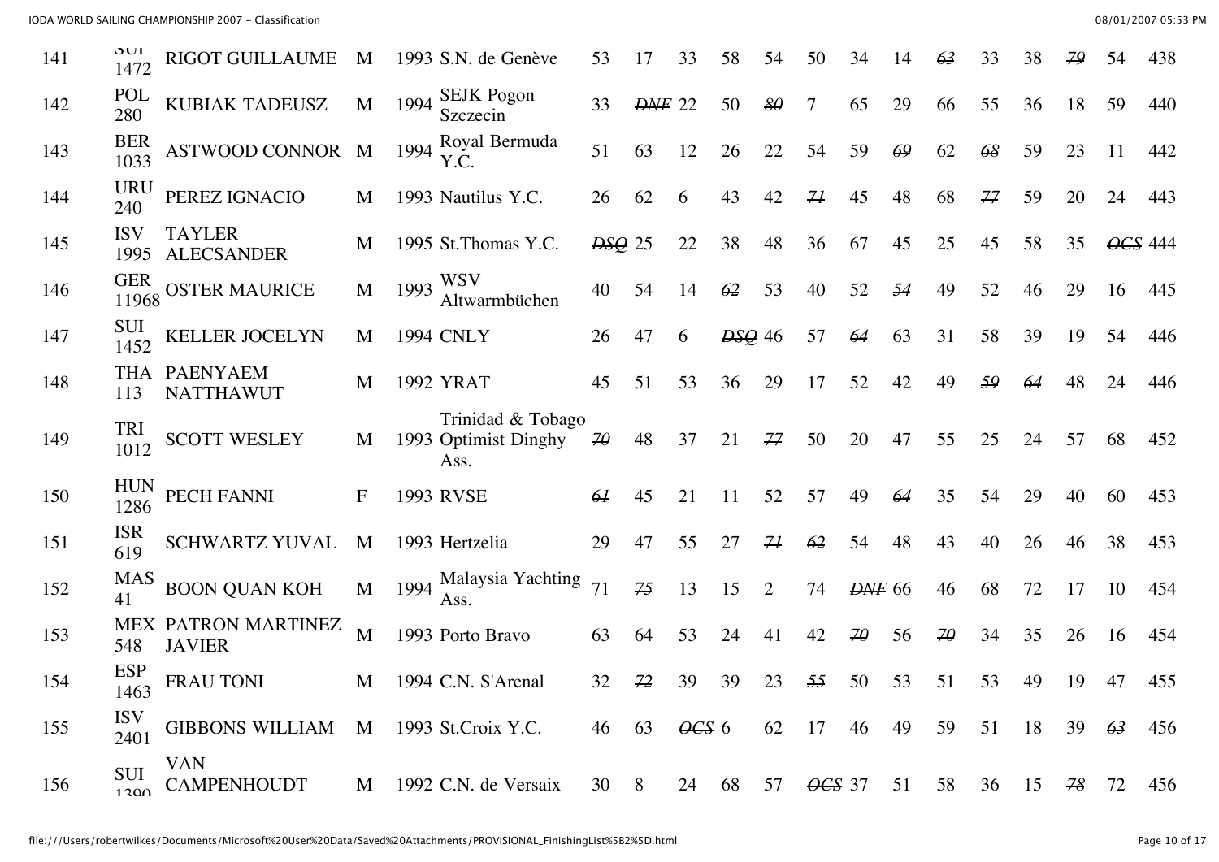| 141 | SUI 1472 | RIGOT GUILLAUME | M | 1993 | S.N. de Genève | 53 | 17 | 33 | 58 | 54 | 50 | 34 | 14 | ~~63~~ | 33 | 38 | ~~79~~ | 54 | 438 |
|---|---|---|---|---|---|---|---|---|---|---|---|---|---|---|---|---|---|---|---|
| 142 | POL 280 | KUBIAK TADEUSZ | M | 1994 | SEJK Pogon Szczecin | 33 | ~~DNF~~ | 22 | 50 | ~~80~~ | 7 | 65 | 29 | 66 | 55 | 36 | 18 | 59 | 440 |
| 143 | BER 1033 | ASTWOOD CONNOR | M | 1994 | Royal Bermuda Y.C. | 51 | 63 | 12 | 26 | 22 | 54 | 59 | ~~69~~ | 62 | ~~68~~ | 59 | 23 | 11 | 442 |
| 144 | URU 240 | PEREZ IGNACIO | M | 1993 | Nautilus Y.C. | 26 | 62 | 6 | 43 | 42 | ~~71~~ | 45 | 48 | 68 | ~~77~~ | 59 | 20 | 24 | 443 |
| 145 | ISV 1995 | TAYLER ALECSANDER | M | 1995 | St.Thomas Y.C. | ~~DSQ~~ | 25 | 22 | 38 | 48 | 36 | 67 | 45 | 25 | 45 | 58 | 35 | ~~OCS~~ | 444 |
| 146 | GER 11968 | OSTER MAURICE | M | 1993 | WSV Altwarmbüchen | 40 | 54 | 14 | ~~62~~ | 53 | 40 | 52 | ~~54~~ | 49 | 52 | 46 | 29 | 16 | 445 |
| 147 | SUI 1452 | KELLER JOCELYN | M | 1994 | CNLY | 26 | 47 | 6 | ~~DSQ~~ | 46 | 57 | ~~64~~ | 63 | 31 | 58 | 39 | 19 | 54 | 446 |
| 148 | THA 113 | PAENYAEM NATTHAWUT | M | 1992 | YRAT | 45 | 51 | 53 | 36 | 29 | 17 | 52 | 42 | 49 | ~~59~~ | ~~64~~ | 48 | 24 | 446 |
| 149 | TRI 1012 | SCOTT WESLEY | M | 1993 | Trinidad & Tobago Optimist Dinghy Ass. | ~~70~~ | 48 | 37 | 21 | ~~77~~ | 50 | 20 | 47 | 55 | 25 | 24 | 57 | 68 | 452 |
| 150 | HUN 1286 | PECH FANNI | F | 1993 | RVSE | ~~61~~ | 45 | 21 | 11 | 52 | 57 | 49 | ~~64~~ | 35 | 54 | 29 | 40 | 60 | 453 |
| 151 | ISR 619 | SCHWARTZ YUVAL | M | 1993 | Hertzelia | 29 | 47 | 55 | 27 | ~~71~~ | ~~62~~ | 54 | 48 | 43 | 40 | 26 | 46 | 38 | 453 |
| 152 | MAS 41 | BOON QUAN KOH | M | 1994 | Malaysia Yachting Ass. | 71 | ~~75~~ | 13 | 15 | 2 | 74 | ~~DNF~~ | 66 | 46 | 68 | 72 | 17 | 10 | 454 |
| 153 | MEX 548 | PATRON MARTINEZ JAVIER | M | 1993 | Porto Bravo | 63 | 64 | 53 | 24 | 41 | 42 | ~~70~~ | 56 | ~~70~~ | 34 | 35 | 26 | 16 | 454 |
| 154 | ESP 1463 | FRAU TONI | M | 1994 | C.N. S'Arenal | 32 | ~~72~~ | 39 | 39 | 23 | ~~55~~ | 50 | 53 | 51 | 53 | 49 | 19 | 47 | 455 |
| 155 | ISV 2401 | GIBBONS WILLIAM | M | 1993 | St.Croix Y.C. | 46 | 63 | ~~OCS~~ | 6 | 62 | 17 | 46 | 49 | 59 | 51 | 18 | 39 | ~~63~~ | 456 |
| 156 | SUI 1390 | VAN CAMPENHOUDT | M | 1992 | C.N. de Versaix | 30 | 8 | 24 | 68 | 57 | ~~OCS~~ | 37 | 51 | 58 | 36 | 15 | ~~78~~ | 72 | 456 |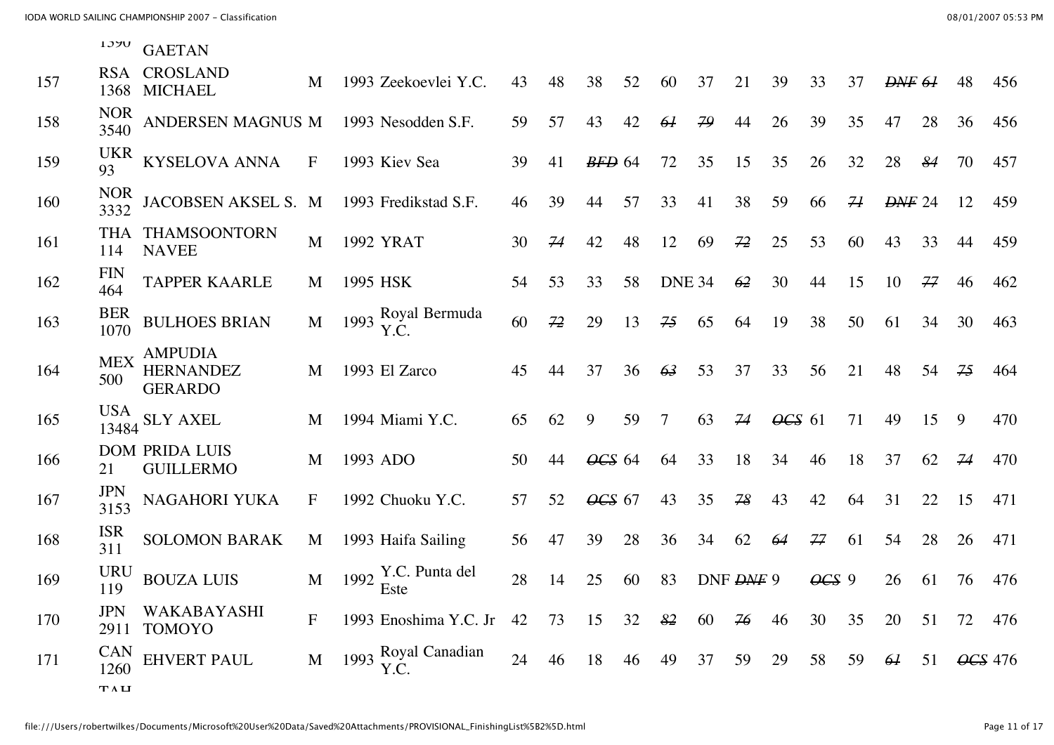| | | | | | | | | | | | | | | | | | | | |
|---|---|---|---|---|---|---|---|---|---|---|---|---|---|---|---|---|---|---|---|
| | 1390 | GAETAN | | | | | | | | | | | | | | | | | |
| 157 | RSA 1368 | CROSLAND MICHAEL | M | 1993 | Zeekoevlei Y.C. | 43 | 48 | 38 | 52 | 60 | 37 | 21 | 39 | 33 | 37 | ~~DNF~~ | ~~61~~ | 48 | 456 |
| 158 | NOR 3540 | ANDERSEN MAGNUS | M | 1993 | Nesodden S.F. | 59 | 57 | 43 | 42 | ~~61~~ | ~~79~~ | 44 | 26 | 39 | 35 | 47 | 28 | 36 | 456 |
| 159 | UKR 93 | KYSELOVA ANNA | F | 1993 | Kiev Sea | 39 | 41 | ~~BFD~~ | 64 | 72 | 35 | 15 | 35 | 26 | 32 | 28 | ~~84~~ | 70 | 457 |
| 160 | NOR 3332 | JACOBSEN AKSEL S. | M | 1993 | Fredikstad S.F. | 46 | 39 | 44 | 57 | 33 | 41 | 38 | 59 | 66 | ~~71~~ | ~~DNF~~ | 24 | 12 | 459 |
| 161 | THA 114 | THAMSOONTORN NAVEE | M | 1992 | YRAT | 30 | ~~74~~ | 42 | 48 | 12 | 69 | ~~72~~ | 25 | 53 | 60 | 43 | 33 | 44 | 459 |
| 162 | FIN 464 | TAPPER KAARLE | M | 1995 | HSK | 54 | 53 | 33 | 58 | DNE | 34 | ~~62~~ | 30 | 44 | 15 | 10 | ~~77~~ | 46 | 462 |
| 163 | BER 1070 | BULHOES BRIAN | M | 1993 | Royal Bermuda Y.C. | 60 | ~~72~~ | 29 | 13 | ~~75~~ | 65 | 64 | 19 | 38 | 50 | 61 | 34 | 30 | 463 |
| 164 | MEX 500 | AMPUDIA HERNANDEZ GERARDO | M | 1993 | El Zarco | 45 | 44 | 37 | 36 | ~~63~~ | 53 | 37 | 33 | 56 | 21 | 48 | 54 | ~~75~~ | 464 |
| 165 | USA 13484 | SLY AXEL | M | 1994 | Miami Y.C. | 65 | 62 | 9 | 59 | 7 | 63 | ~~74~~ | ~~OCS~~ | 61 | 71 | 49 | 15 | 9 | 470 |
| 166 | DOM 21 | PRIDA LUIS GUILLERMO | M | 1993 | ADO | 50 | 44 | ~~OCS~~ | 64 | 64 | 33 | 18 | 34 | 46 | 18 | 37 | 62 | ~~74~~ | 470 |
| 167 | JPN 3153 | NAGAHORI YUKA | F | 1992 | Chuoku Y.C. | 57 | 52 | ~~OCS~~ | 67 | 43 | 35 | ~~78~~ | 43 | 42 | 64 | 31 | 22 | 15 | 471 |
| 168 | ISR 311 | SOLOMON BARAK | M | 1993 | Haifa Sailing | 56 | 47 | 39 | 28 | 36 | 34 | 62 | ~~64~~ | ~~77~~ | 61 | 54 | 28 | 26 | 471 |
| 169 | URU 119 | BOUZA LUIS | M | 1992 | Y.C. Punta del Este | 28 | 14 | 25 | 60 | 83 | DNF | ~~DNF~~ | 9 | ~~OCS~~ | 9 | 26 | 61 | 76 | 476 |
| 170 | JPN 2911 | WAKABAYASHI TOMOYO | F | 1993 | Enoshima Y.C. Jr | 42 | 73 | 15 | 32 | ~~82~~ | 60 | ~~76~~ | 46 | 30 | 35 | 20 | 51 | 72 | 476 |
| 171 | CAN 1260 | EHVERT PAUL | M | 1993 | Royal Canadian Y.C. | 24 | 46 | 18 | 46 | 49 | 37 | 59 | 29 | 58 | 59 | ~~61~~ | 51 | ~~OCS~~ | 476 |
| | TAH | | | | | | | | | | | | | | | | | | |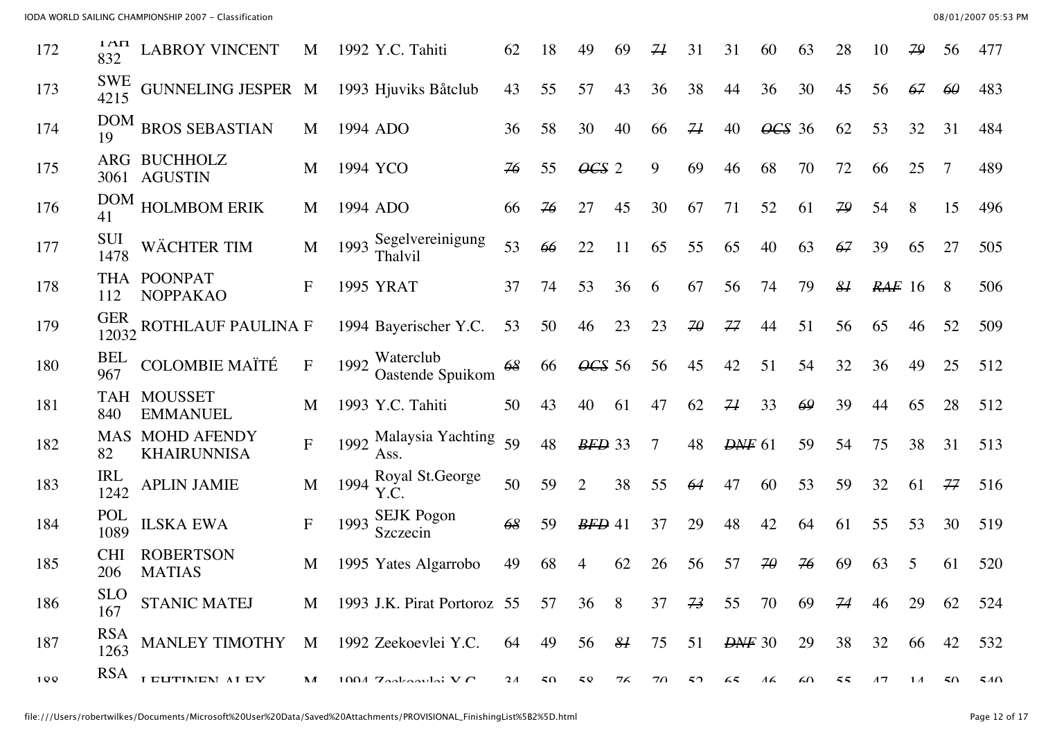| 172 | TAH 832 | LABROY VINCENT | M | 1992 | Y.C. Tahiti | 62 | 18 | 49 | 69 | ~~71~~ | 31 | 31 | 60 | 63 | 28 | 10 | ~~79~~ | 56 | 477 |
|---|---|---|---|---|---|---|---|---|---|---|---|---|---|---|---|---|---|---|---|
| 173 | SWE 4215 | GUNNELING JESPER | M | 1993 | Hjuviks Båtclub | 43 | 55 | 57 | 43 | 36 | 38 | 44 | 36 | 30 | 45 | 56 | ~~67~~ | ~~60~~ | 483 |
| 174 | DOM 19 | BROS SEBASTIAN | M | 1994 | ADO | 36 | 58 | 30 | 40 | 66 | ~~71~~ | 40 | ~~OCS~~ | 36 | 62 | 53 | 32 | 31 | 484 |
| 175 | ARG 3061 | BUCHHOLZ AGUSTIN | M | 1994 | YCO | ~~76~~ | 55 | ~~OCS~~ | 2 | 9 | 69 | 46 | 68 | 70 | 72 | 66 | 25 | 7 | 489 |
| 176 | DOM 41 | HOLMBOM ERIK | M | 1994 | ADO | 66 | ~~76~~ | 27 | 45 | 30 | 67 | 71 | 52 | 61 | ~~79~~ | 54 | 8 | 15 | 496 |
| 177 | SUI 1478 | WÄCHTER TIM | M | 1993 | Segelvereinigung Thalvil | 53 | ~~66~~ | 22 | 11 | 65 | 55 | 65 | 40 | 63 | ~~67~~ | 39 | 65 | 27 | 505 |
| 178 | THA 112 | POONPAT NOPPAKAO | F | 1995 | YRAT | 37 | 74 | 53 | 36 | 6 | 67 | 56 | 74 | 79 | ~~81~~ | ~~RAF~~ | 16 | 8 | 506 |
| 179 | GER 12032 | ROTHLAUF PAULINA | F | 1994 | Bayerischer Y.C. | 53 | 50 | 46 | 23 | 23 | ~~70~~ | ~~77~~ | 44 | 51 | 56 | 65 | 46 | 52 | 509 |
| 180 | BEL 967 | COLOMBIE MAÏTÉ | F | 1992 | Waterclub Oastende Spuikom | ~~68~~ | 66 | ~~OCS~~ | 56 | 56 | 45 | 42 | 51 | 54 | 32 | 36 | 49 | 25 | 512 |
| 181 | TAH 840 | MOUSSET EMMANUEL | M | 1993 | Y.C. Tahiti | 50 | 43 | 40 | 61 | 47 | 62 | ~~71~~ | 33 | ~~69~~ | 39 | 44 | 65 | 28 | 512 |
| 182 | MAS 82 | MOHD AFENDY KHAIRUNNISA | F | 1992 | Malaysia Yachting Ass. | 59 | 48 | ~~BFD~~ | 33 | 7 | 48 | ~~DNF~~ | 61 | 59 | 54 | 75 | 38 | 31 | 513 |
| 183 | IRL 1242 | APLIN JAMIE | M | 1994 | Royal St.George Y.C. | 50 | 59 | 2 | 38 | 55 | ~~64~~ | 47 | 60 | 53 | 59 | 32 | 61 | ~~77~~ | 516 |
| 184 | POL 1089 | ILSKA EWA | F | 1993 | SEJK Pogon Szczecin | ~~68~~ | 59 | ~~BFD~~ | 41 | 37 | 29 | 48 | 42 | 64 | 61 | 55 | 53 | 30 | 519 |
| 185 | CHI 206 | ROBERTSON MATIAS | M | 1995 | Yates Algarrobo | 49 | 68 | 4 | 62 | 26 | 56 | 57 | ~~70~~ | ~~76~~ | 69 | 63 | 5 | 61 | 520 |
| 186 | SLO 167 | STANIC MATEJ | M | 1993 | J.K. Pirat Portoroz | 55 | 57 | 36 | 8 | 37 | ~~73~~ | 55 | 70 | 69 | ~~74~~ | 46 | 29 | 62 | 524 |
| 187 | RSA 1263 | MANLEY TIMOTHY | M | 1992 | Zeekoevlei Y.C. | 64 | 49 | 56 | ~~81~~ | 75 | 51 | ~~DNF~~ | 30 | 29 | 38 | 32 | 66 | 42 | 532 |
| 188 | RSA | LEHTINEN ALEX | M | 1994 | Zeekoevlei Y.C. | 34 | 59 | 58 | 76 | 70 | 52 | 65 | 46 | 60 | 55 | 47 | 14 | 50 | 540 |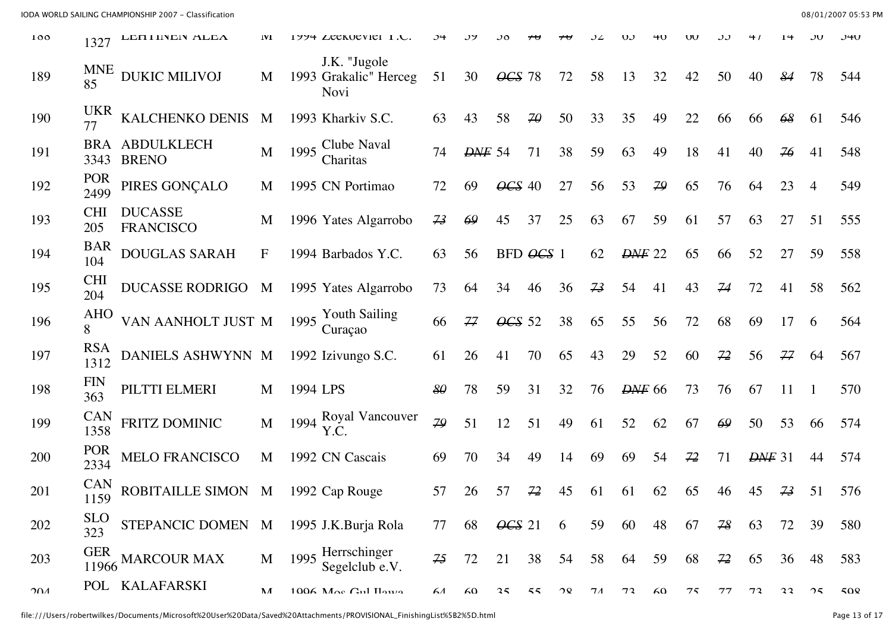| | | | | | | | | | | | | | | | | | | | | |
|---|---|---|---|---|---|---|---|---|---|---|---|---|---|---|---|---|---|---|---|---|
| 188 | 1327 | LEHTINEN ALEX | M | 1994 | Zeekoevlet Y.C. | 34 | 59 | 38 | ~~70~~ | ~~70~~ | 52 | 65 | 46 | 60 | 55 | 47 | 14 | 50 | 540 |
| 189 | MNE 85 | DUKIC MILIVOJ | M | 1993 | J.K. "Jugole Grakalic" Herceg Novi | 51 | 30 | ~~OCS~~ | 78 | 72 | 58 | 13 | 32 | 42 | 50 | 40 | ~~84~~ | 78 | 544 |
| 190 | UKR 77 | KALCHENKO DENIS | M | 1993 | Kharkiv S.C. | 63 | 43 | 58 | ~~70~~ | 50 | 33 | 35 | 49 | 22 | 66 | 66 | ~~68~~ | 61 | 546 |
| 191 | BRA 3343 | ABDULKLECH BRENO | M | 1995 | Clube Naval Charitas | 74 | ~~DNF~~ | 54 | 71 | 38 | 59 | 63 | 49 | 18 | 41 | 40 | ~~76~~ | 41 | 548 |
| 192 | POR 2499 | PIRES GONÇALO | M | 1995 | CN Portimao | 72 | 69 | ~~OCS~~ | 40 | 27 | 56 | 53 | ~~79~~ | 65 | 76 | 64 | 23 | 4 | 549 |
| 193 | CHI 205 | DUCASSE FRANCISCO | M | 1996 | Yates Algarrobo | ~~73~~ | ~~69~~ | 45 | 37 | 25 | 63 | 67 | 59 | 61 | 57 | 63 | 27 | 51 | 555 |
| 194 | BAR 104 | DOUGLAS SARAH | F | 1994 | Barbados Y.C. | 63 | 56 | BFD | ~~OCS~~ | 1 | 62 | ~~DNF~~ | 22 | 65 | 66 | 52 | 27 | 59 | 558 |
| 195 | CHI 204 | DUCASSE RODRIGO | M | 1995 | Yates Algarrobo | 73 | 64 | 34 | 46 | 36 | ~~73~~ | 54 | 41 | 43 | ~~74~~ | 72 | 41 | 58 | 562 |
| 196 | AHO 8 | VAN AANHOLT JUST | M | 1995 | Youth Sailing Curaçao | 66 | ~~77~~ | ~~OCS~~ | 52 | 38 | 65 | 55 | 56 | 72 | 68 | 69 | 17 | 6 | 564 |
| 197 | RSA 1312 | DANIELS ASHWYNN | M | 1992 | Izivungo S.C. | 61 | 26 | 41 | 70 | 65 | 43 | 29 | 52 | 60 | ~~72~~ | 56 | ~~77~~ | 64 | 567 |
| 198 | FIN 363 | PILTTI ELMERI | M | 1994 | LPS | ~~80~~ | 78 | 59 | 31 | 32 | 76 | ~~DNF~~ | 66 | 73 | 76 | 67 | 11 | 1 | 570 |
| 199 | CAN 1358 | FRITZ DOMINIC | M | 1994 | Royal Vancouver Y.C. | ~~79~~ | 51 | 12 | 51 | 49 | 61 | 52 | 62 | 67 | ~~69~~ | 50 | 53 | 66 | 574 |
| 200 | POR 2334 | MELO FRANCISCO | M | 1992 | CN Cascais | 69 | 70 | 34 | 49 | 14 | 69 | 69 | 54 | ~~72~~ | 71 | ~~DNF~~ | 31 | 44 | 574 |
| 201 | CAN 1159 | ROBITAILLE SIMON | M | 1992 | Cap Rouge | 57 | 26 | 57 | ~~72~~ | 45 | 61 | 61 | 62 | 65 | 46 | 45 | ~~73~~ | 51 | 576 |
| 202 | SLO 323 | STEPANCIC DOMEN | M | 1995 | J.K.Burja Rola | 77 | 68 | ~~OCS~~ | 21 | 6 | 59 | 60 | 48 | 67 | ~~78~~ | 63 | 72 | 39 | 580 |
| 203 | GER 11966 | MARCOUR MAX | M | 1995 | Herrschinger Segelclub e.V. | ~~75~~ | 72 | 21 | 38 | 54 | 58 | 64 | 59 | 68 | ~~72~~ | 65 | 36 | 48 | 583 |
| 204 | POL | KALAFARSKI | M | 1996 | Mos Gul Ilawa | 64 | 69 | 35 | 55 | 28 | 74 | 73 | 69 | 75 | 77 | 73 | 33 | 25 | 598 |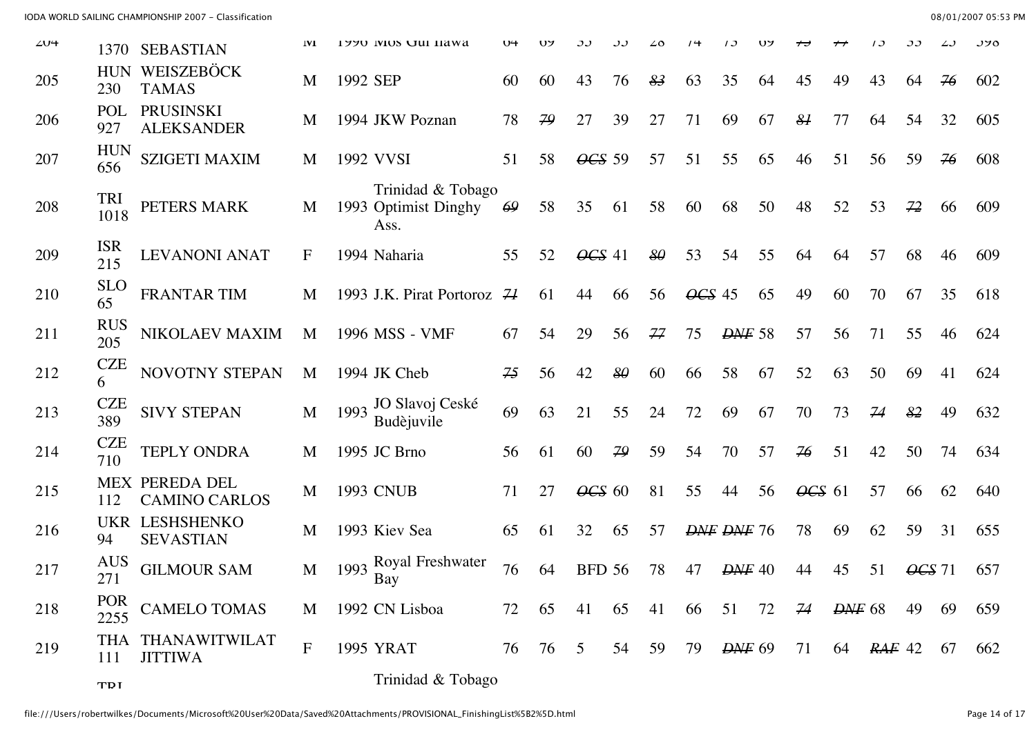| 204 | 1370 | SEBASTIAN | M | 1996 | Mos Gul Ilawa | 64 | 69 | 33 | 33 | 28 | 74 | 73 | 69 | ~~75~~ | ~~77~~ | 73 | 33 | 23 | 598 |
|---|---|---|---|---|---|---|---|---|---|---|---|---|---|---|---|---|---|---|---|
| 205 | HUN 230 | WEISZEBÖCK TAMAS | M | 1992 | SEP | 60 | 60 | 43 | 76 | ~~83~~ | 63 | 35 | 64 | 45 | 49 | 43 | 64 | ~~76~~ | 602 |
| 206 | POL 927 | PRUSINSKI ALEKSANDER | M | 1994 | JKW Poznan | 78 | ~~79~~ | 27 | 39 | 27 | 71 | 69 | 67 | ~~81~~ | 77 | 64 | 54 | 32 | 605 |
| 207 | HUN 656 | SZIGETI MAXIM | M | 1992 | VVSI | 51 | 58 | ~~OCS~~ | 59 | 57 | 51 | 55 | 65 | 46 | 51 | 56 | 59 | ~~76~~ | 608 |
| 208 | TRI 1018 | PETERS MARK | M | 1993 | Trinidad & Tobago Optimist Dinghy Ass. | ~~69~~ | 58 | 35 | 61 | 58 | 60 | 68 | 50 | 48 | 52 | 53 | ~~72~~ | 66 | 609 |
| 209 | ISR 215 | LEVANONI ANAT | F | 1994 | Naharia | 55 | 52 | ~~OCS~~ | 41 | ~~80~~ | 53 | 54 | 55 | 64 | 64 | 57 | 68 | 46 | 609 |
| 210 | SLO 65 | FRANTAR TIM | M | 1993 | J.K. Pirat Portoroz | ~~71~~ | 61 | 44 | 66 | 56 | ~~OCS~~ | 45 | 65 | 49 | 60 | 70 | 67 | 35 | 618 |
| 211 | RUS 205 | NIKOLAEV MAXIM | M | 1996 | MSS - VMF | 67 | 54 | 29 | 56 | ~~77~~ | 75 | ~~DNF~~ | 58 | 57 | 56 | 71 | 55 | 46 | 624 |
| 212 | CZE 6 | NOVOTNY STEPAN | M | 1994 | JK Cheb | ~~75~~ | 56 | 42 | ~~80~~ | 60 | 66 | 58 | 67 | 52 | 63 | 50 | 69 | 41 | 624 |
| 213 | CZE 389 | SIVY STEPAN | M | 1993 | JO Slavoj Ceské Budèjuvile | 69 | 63 | 21 | 55 | 24 | 72 | 69 | 67 | 70 | 73 | ~~74~~ | ~~82~~ | 49 | 632 |
| 214 | CZE 710 | TEPLY ONDRA | M | 1995 | JC Brno | 56 | 61 | 60 | ~~79~~ | 59 | 54 | 70 | 57 | ~~76~~ | 51 | 42 | 50 | 74 | 634 |
| 215 | MEX 112 | PEREDA DEL CAMINO CARLOS | M | 1993 | CNUB | 71 | 27 | ~~OCS~~ | 60 | 81 | 55 | 44 | 56 | ~~OCS~~ | 61 | 57 | 66 | 62 | 640 |
| 216 | UKR 94 | LESHSHENKO SEVASTIAN | M | 1993 | Kiev Sea | 65 | 61 | 32 | 65 | 57 | ~~DNF~~ | ~~DNF~~ | 76 | 78 | 69 | 62 | 59 | 31 | 655 |
| 217 | AUS 271 | GILMOUR SAM | M | 1993 | Royal Freshwater Bay | 76 | 64 | BFD | 56 | 78 | 47 | ~~DNF~~ | 40 | 44 | 45 | 51 | ~~OCS~~ | 71 | 657 |
| 218 | POR 2255 | CAMELO TOMAS | M | 1992 | CN Lisboa | 72 | 65 | 41 | 65 | 41 | 66 | 51 | 72 | ~~74~~ | ~~DNF~~ | 68 | 49 | 69 | 659 |
| 219 | THA 111 | THANAWITWILAT JITTIWA | F | 1995 | YRAT | 76 | 76 | 5 | 54 | 59 | 79 | ~~DNF~~ | 69 | 71 | 64 | ~~RAF~~ | 42 | 67 | 662 |
| | TRI | | | | Trinidad & Tobago | | | | | | | | | | | | | | |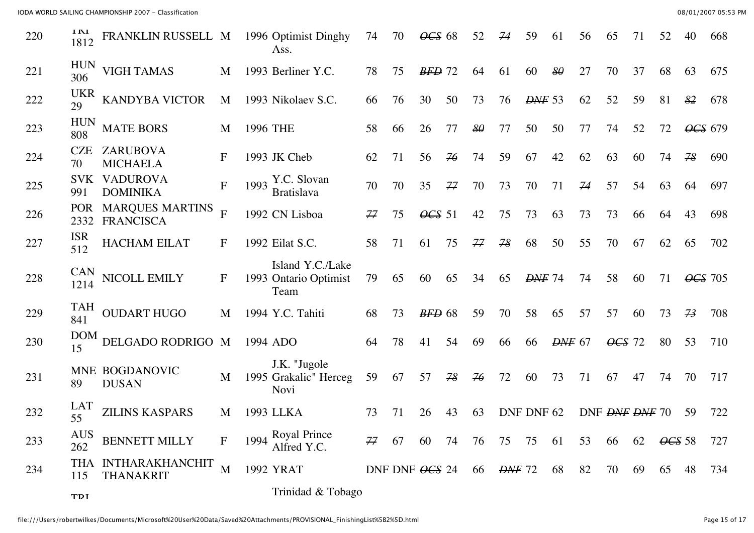| 220 | TRI 1812 | FRANKLIN RUSSELL | M | 1996 | Optimist Dinghy Ass. | 74 | 70 | ~~OCS~~ | 68 | 52 | ~~74~~ | 59 | 61 | 56 | 65 | 71 | 52 | 40 | 668 |
|---|---|---|---|---|---|---|---|---|---|---|---|---|---|---|---|---|---|---|---|
| 221 | HUN 306 | VIGH TAMAS | M | 1993 | Berliner Y.C. | 78 | 75 | ~~BFD~~ | 72 | 64 | 61 | 60 | ~~80~~ | 27 | 70 | 37 | 68 | 63 | 675 |
| 222 | UKR 29 | KANDYBA VICTOR | M | 1993 | Nikolaev S.C. | 66 | 76 | 30 | 50 | 73 | 76 | ~~DNF~~ | 53 | 62 | 52 | 59 | 81 | ~~82~~ | 678 |
| 223 | HUN 808 | MATE BORS | M | 1996 | THE | 58 | 66 | 26 | 77 | ~~80~~ | 77 | 50 | 50 | 77 | 74 | 52 | 72 | ~~OCS~~ | 679 |
| 224 | CZE 70 | ZARUBOVA MICHAELA | F | 1993 | JK Cheb | 62 | 71 | 56 | ~~76~~ | 74 | 59 | 67 | 42 | 62 | 63 | 60 | 74 | ~~78~~ | 690 |
| 225 | SVK 991 | VADUROVA DOMINIKA | F | 1993 | Y.C. Slovan Bratislava | 70 | 70 | 35 | ~~77~~ | 70 | 73 | 70 | 71 | ~~74~~ | 57 | 54 | 63 | 64 | 697 |
| 226 | POR 2332 | MARQUES MARTINS FRANCISCA | F | 1992 | CN Lisboa | ~~77~~ | 75 | ~~OCS~~ | 51 | 42 | 75 | 73 | 63 | 73 | 73 | 66 | 64 | 43 | 698 |
| 227 | ISR 512 | HACHAM EILAT | F | 1992 | Eilat S.C. | 58 | 71 | 61 | 75 | ~~77~~ | ~~78~~ | 68 | 50 | 55 | 70 | 67 | 62 | 65 | 702 |
| 228 | CAN 1214 | NICOLL EMILY | F | 1993 | Island Y.C./Lake Ontario Optimist Team | 79 | 65 | 60 | 65 | 34 | 65 | ~~DNF~~ | 74 | 74 | 58 | 60 | 71 | ~~OCS~~ | 705 |
| 229 | TAH 841 | OUDART HUGO | M | 1994 | Y.C. Tahiti | 68 | 73 | ~~BFD~~ | 68 | 59 | 70 | 58 | 65 | 57 | 57 | 60 | 73 | ~~73~~ | 708 |
| 230 | DOM 15 | DELGADO RODRIGO | M | 1994 | ADO | 64 | 78 | 41 | 54 | 69 | 66 | 66 | ~~DNF~~ | 67 | ~~OCS~~ | 72 | 80 | 53 | 710 |
| 231 | MNE 89 | BOGDANOVIC DUSAN | M | 1995 | J.K. "Jugole Grakalic" Herceg Novi | 59 | 67 | 57 | ~~78~~ | ~~76~~ | 72 | 60 | 73 | 71 | 67 | 47 | 74 | 70 | 717 |
| 232 | LAT 55 | ZILINS KASPARS | M | 1993 | LLKA | 73 | 71 | 26 | 43 | 63 | DNF | DNF | 62 | DNF | ~~DNF~~ | ~~DNF~~ | 70 | 59 | 722 |
| 233 | AUS 262 | BENNETT MILLY | F | 1994 | Royal Prince Alfred Y.C. | ~~77~~ | 67 | 60 | 74 | 76 | 75 | 75 | 61 | 53 | 66 | 62 | ~~OCS~~ | 58 | 727 |
| 234 | THA 115 | INTHARAKHANCHIT THANAKRIT | M | 1992 | YRAT | DNF | DNF | ~~OCS~~ | 24 | 66 | ~~DNF~~ | 72 | 68 | 82 | 70 | 69 | 65 | 48 | 734 |
| | TRI | | | | Trinidad & Tobago | | | | | | | | | | | | | | |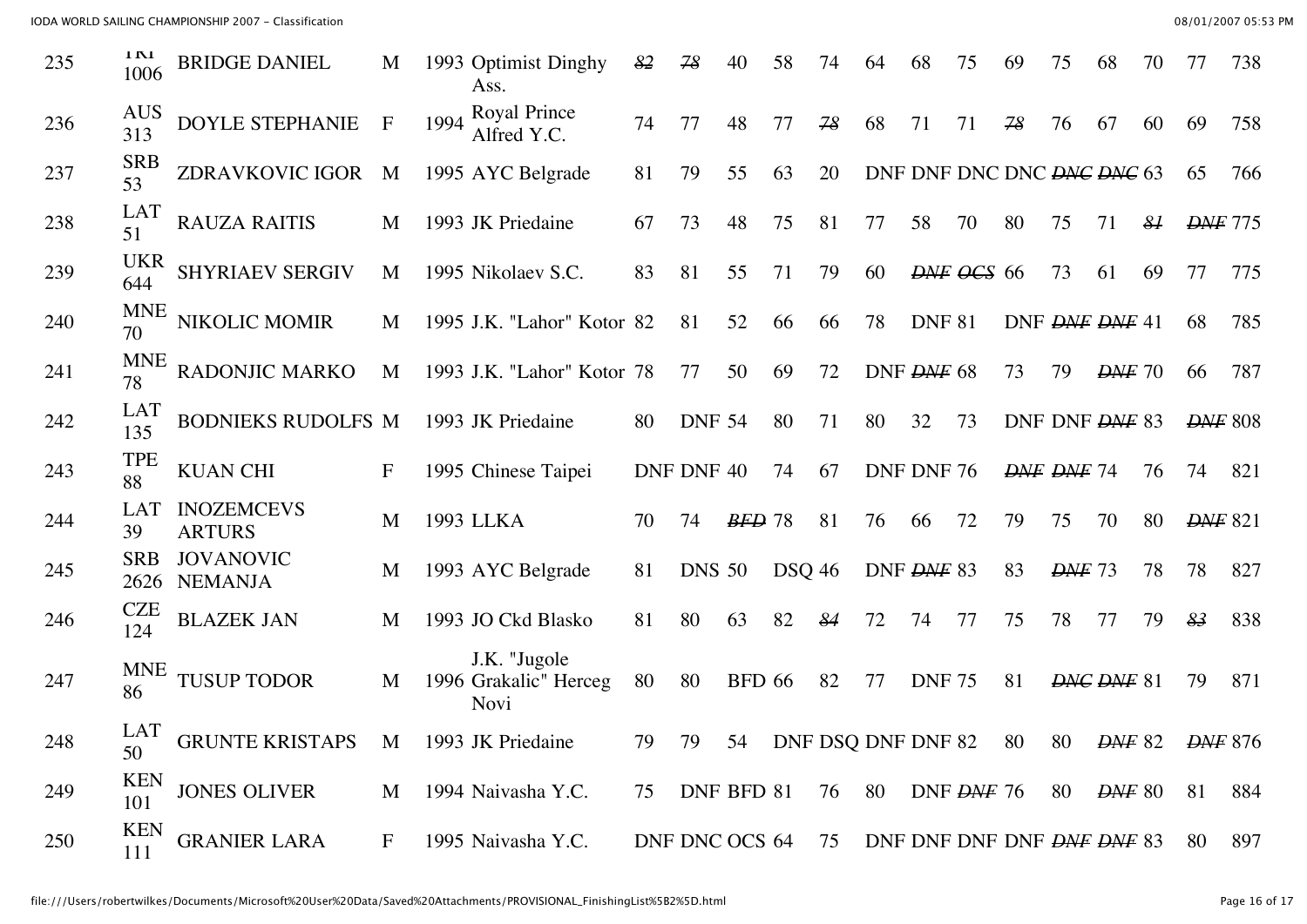| 235 | TRI 1006 | BRIDGE DANIEL | M | 1993 | Optimist Dinghy Ass. | ~~82~~ | ~~78~~ | 40 | 58 | 74 | 64 | 68 | 75 | 69 | 75 | 68 | 70 | 77 | 738 |
|---|---|---|---|---|---|---|---|---|---|---|---|---|---|---|---|---|---|---|---|
| 236 | AUS 313 | DOYLE STEPHANIE | F | 1994 | Royal Prince Alfred Y.C. | 74 | 77 | 48 | 77 | ~~78~~ | 68 | 71 | 71 | ~~78~~ | 76 | 67 | 60 | 69 | 758 |
| 237 | SRB 53 | ZDRAVKOVIC IGOR | M | 1995 | AYC Belgrade | 81 | 79 | 55 | 63 | 20 | DNF | DNF | DNC | DNC | ~~DNC~~ | ~~DNC~~ | 63 | 65 | 766 |
| 238 | LAT 51 | RAUZA RAITIS | M | 1993 | JK Priedaine | 67 | 73 | 48 | 75 | 81 | 77 | 58 | 70 | 80 | 75 | 71 | ~~81~~ | ~~DNF~~ | 775 |
| 239 | UKR 644 | SHYRIAEV SERGIV | M | 1995 | Nikolaev S.C. | 83 | 81 | 55 | 71 | 79 | 60 | ~~DNF~~ | ~~OCS~~ | 66 | 73 | 61 | 69 | 77 | 775 |
| 240 | MNE 70 | NIKOLIC MOMIR | M | 1995 | J.K. "Lahor" Kotor | 82 | 81 | 52 | 66 | 66 | 78 | DNF | 81 | DNF | ~~DNF~~ | ~~DNF~~ | 41 | 68 | 785 |
| 241 | MNE 78 | RADONJIC MARKO | M | 1993 | J.K. "Lahor" Kotor | 78 | 77 | 50 | 69 | 72 | DNF | ~~DNF~~ | 68 | 73 | 79 | ~~DNF~~ | 70 | 66 | 787 |
| 242 | LAT 135 | BODNIEKS RUDOLFS | M | 1993 | JK Priedaine | 80 | DNF | 54 | 80 | 71 | 80 | 32 | 73 | DNF | DNF | ~~DNF~~ | 83 | ~~DNF~~ | 808 |
| 243 | TPE 88 | KUAN CHI | F | 1995 | Chinese Taipei | DNF | DNF | 40 | 74 | 67 | DNF | DNF | 76 | ~~DNF~~ | ~~DNF~~ | 74 | 76 | 74 | 821 |
| 244 | LAT 39 | INOZEMCEVS ARTURS | M | 1993 | LLKA | 70 | 74 | ~~BFD~~ | 78 | 81 | 76 | 66 | 72 | 79 | 75 | 70 | 80 | ~~DNF~~ | 821 |
| 245 | SRB 2626 | JOVANOVIC NEMANJA | M | 1993 | AYC Belgrade | 81 | DNS | 50 | DSQ | 46 | DNF | ~~DNF~~ | 83 | 83 | ~~DNF~~ | 73 | 78 | 78 | 827 |
| 246 | CZE 124 | BLAZEK JAN | M | 1993 | JO Ckd Blasko | 81 | 80 | 63 | 82 | ~~84~~ | 72 | 74 | 77 | 75 | 78 | 77 | 79 | ~~83~~ | 838 |
| 247 | MNE 86 | TUSUP TODOR | M | 1996 | J.K. "Jugole Grakalic" Herceg Novi | 80 | 80 | BFD | 66 | 82 | 77 | DNF | 75 | 81 | ~~DNC~~ | ~~DNF~~ | 81 | 79 | 871 |
| 248 | LAT 50 | GRUNTE KRISTAPS | M | 1993 | JK Priedaine | 79 | 79 | 54 | DNF | DSQ | DNF | DNF | 82 | 80 | 80 | ~~DNF~~ | 82 | ~~DNF~~ | 876 |
| 249 | KEN 101 | JONES OLIVER | M | 1994 | Naivasha Y.C. | 75 | DNF | BFD | 81 | 76 | 80 | DNF | ~~DNF~~ | 76 | 80 | ~~DNF~~ | 80 | 81 | 884 |
| 250 | KEN 111 | GRANIER LARA | F | 1995 | Naivasha Y.C. | DNF | DNC | OCS | 64 | 75 | DNF | DNF | DNF | DNF | ~~DNF~~ | ~~DNF~~ | 83 | 80 | 897 |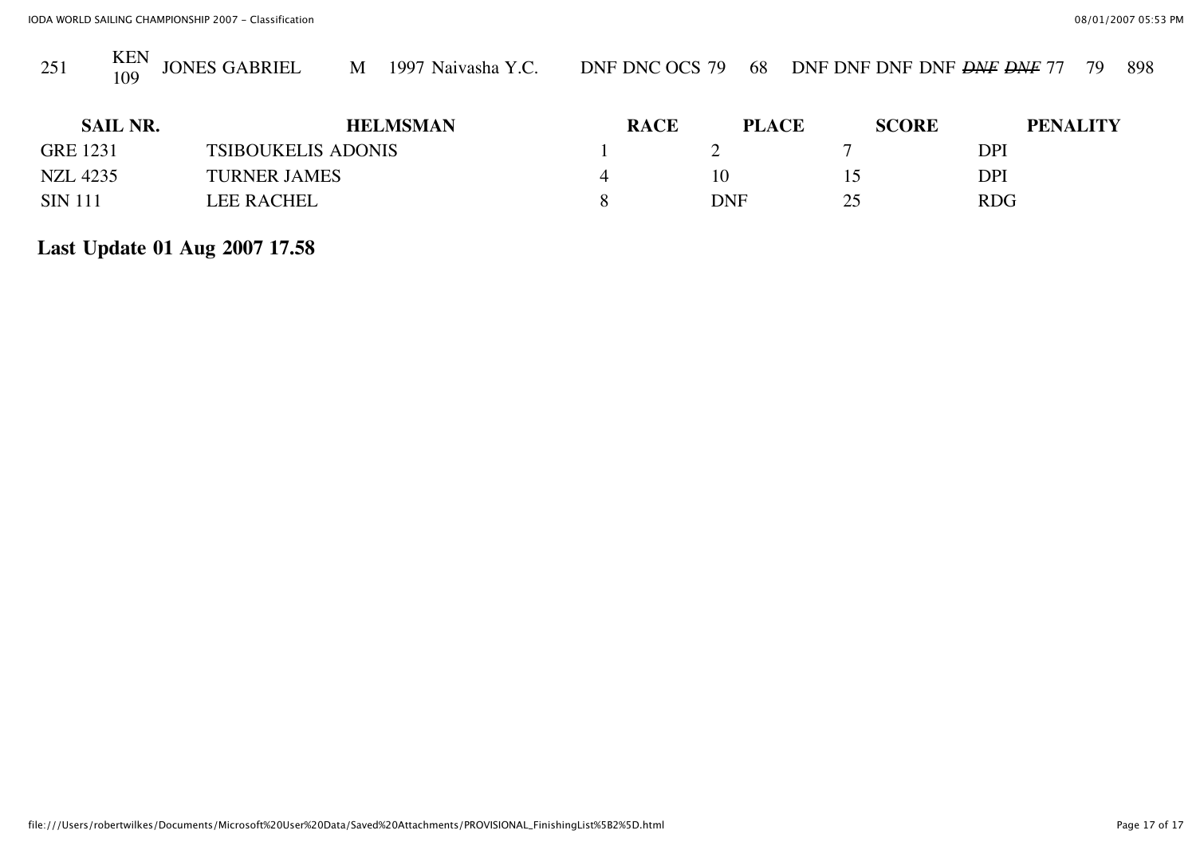| | | | | | | | | | | | | | | | | | | | |
|---|---|---|---|---|---|---|---|---|---|---|---|---|---|---|---|---|---|---|---|
| 251 | KEN 109 | JONES GABRIEL | M | 1997 | Naivasha Y.C. | DNF | DNC | OCS | 79 | 68 | DNF | DNF | DNF | DNF | ~~DNF~~ | ~~DNF~~ | 77 | 79 | 898 |

| SAIL NR. | HELMSMAN | RACE | PLACE | SCORE | PENALITY |
|---|---|---|---|---|---|
| GRE 1231 | TSIBOUKELIS ADONIS | 1 | 2 | 7 | DPI |
| NZL 4235 | TURNER JAMES | 4 | 10 | 15 | DPI |
| SIN 111 | LEE RACHEL | 8 | DNF | 25 | RDG |

**Last Update 01 Aug 2007 17.58**